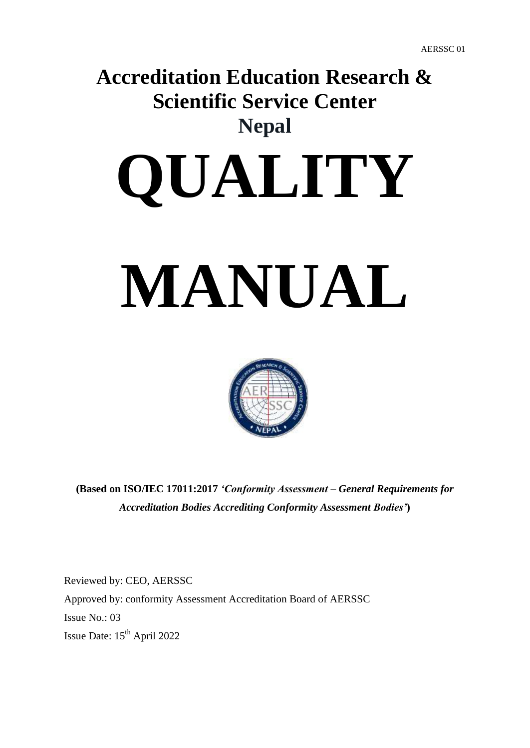AERSSC 01

# Accreditation Education Research & Scientific Service Center
## Nepal

# QUALITY

# MANUAL

**(Based on ISO/IEC 17011:2017 *'Conformity Assessment – General Requirements for Accreditation Bodies Accrediting Conformity Assessment Bodies'*)**

Reviewed by: CEO, AERSSC

Approved by: conformity Assessment Accreditation Board of AERSSC

Issue No.: 03

Issue Date: 15th April 2022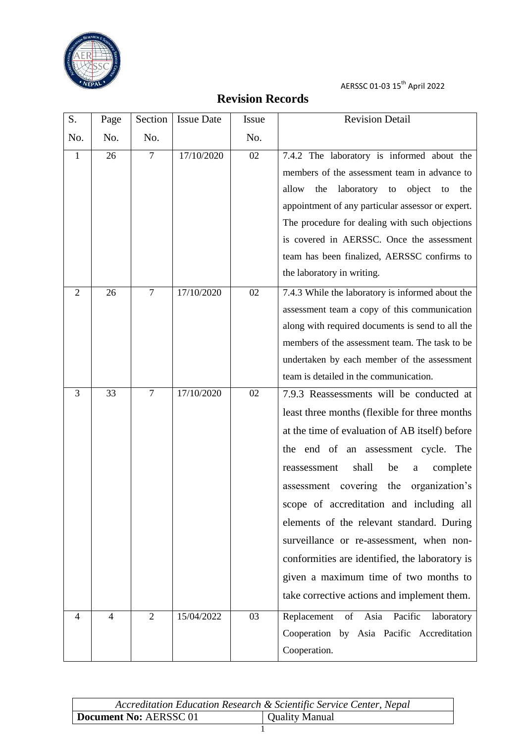# Revision Records

| S. No. | Page No. | Section No. | Issue Date | Issue No. | Revision Detail |
|---|---|---|---|---|---|
| 1 | 26 | 7 | 17/10/2020 | 02 | 7.4.2 The laboratory is informed about the members of the assessment team in advance to allow the laboratory to object to the appointment of any particular assessor or expert. The procedure for dealing with such objections is covered in AERSSC. Once the assessment team has been finalized, AERSSC confirms to the laboratory in writing. |
| 2 | 26 | 7 | 17/10/2020 | 02 | 7.4.3 While the laboratory is informed about the assessment team a copy of this communication along with required documents is send to all the members of the assessment team. The task to be undertaken by each member of the assessment team is detailed in the communication. |
| 3 | 33 | 7 | 17/10/2020 | 02 | 7.9.3 Reassessments will be conducted at least three months (flexible for three months at the time of evaluation of AB itself) before the end of an assessment cycle. The reassessment shall be a complete assessment covering the organization's scope of accreditation and including all elements of the relevant standard. During surveillance or re-assessment, when non-conformities are identified, the laboratory is given a maximum time of two months to take corrective actions and implement them. |
| 4 | 4 | 2 | 15/04/2022 | 03 | Replacement of Asia Pacific laboratory Cooperation by Asia Pacific Accreditation Cooperation. |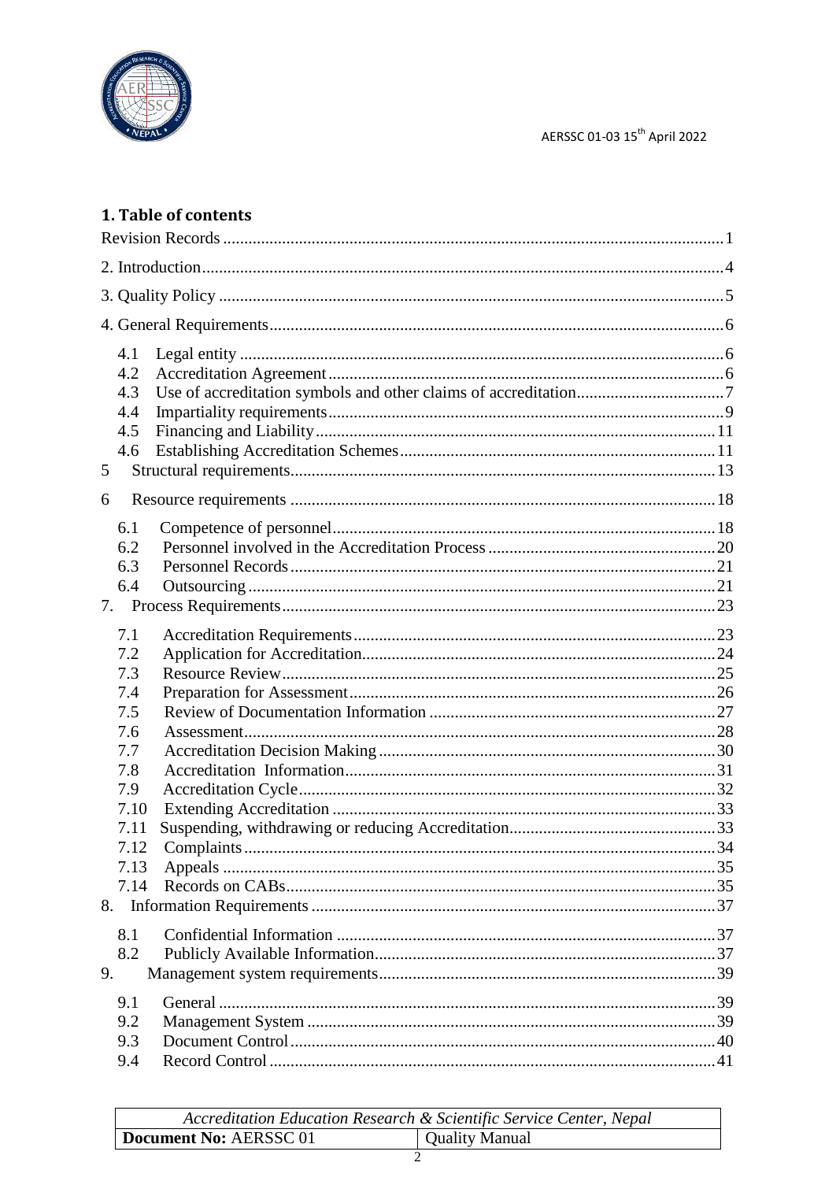## 1. Table of contents

Revision Records ..... 1

2. Introduction ..... 4

3. Quality Policy ..... 5

4. General Requirements ..... 6

- 4.1 Legal entity ..... 6
- 4.2 Accreditation Agreement ..... 6
- 4.3 Use of accreditation symbols and other claims of accreditation ..... 7
- 4.4 Impartiality requirements ..... 9
- 4.5 Financing and Liability ..... 11
- 4.6 Establishing Accreditation Schemes ..... 11

5 Structural requirements ..... 13

6 Resource requirements ..... 18

- 6.1 Competence of personnel ..... 18
- 6.2 Personnel involved in the Accreditation Process ..... 20
- 6.3 Personnel Records ..... 21
- 6.4 Outsourcing ..... 21

7. Process Requirements ..... 23

- 7.1 Accreditation Requirements ..... 23
- 7.2 Application for Accreditation ..... 24
- 7.3 Resource Review ..... 25
- 7.4 Preparation for Assessment ..... 26
- 7.5 Review of Documentation Information ..... 27
- 7.6 Assessment ..... 28
- 7.7 Accreditation Decision Making ..... 30
- 7.8 Accreditation Information ..... 31
- 7.9 Accreditation Cycle ..... 32
- 7.10 Extending Accreditation ..... 33
- 7.11 Suspending, withdrawing or reducing Accreditation ..... 33
- 7.12 Complaints ..... 34
- 7.13 Appeals ..... 35
- 7.14 Records on CABs ..... 35

8. Information Requirements ..... 37

- 8.1 Confidential Information ..... 37
- 8.2 Publicly Available Information ..... 37

9. Management system requirements ..... 39

- 9.1 General ..... 39
- 9.2 Management System ..... 39
- 9.3 Document Control ..... 40
- 9.4 Record Control ..... 41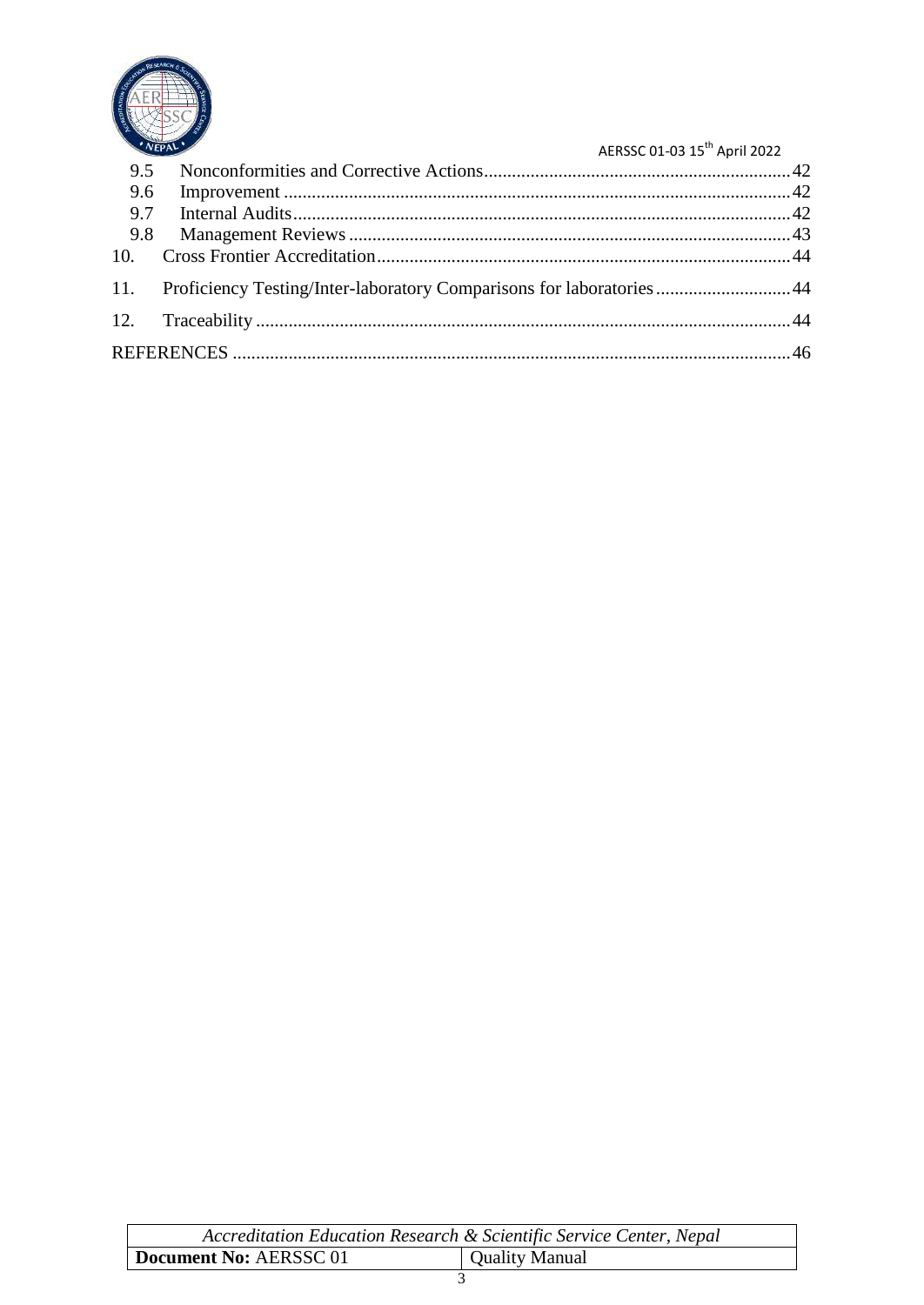9.5 Nonconformities and Corrective Actions ........ 42

9.6 Improvement ........ 42

9.7 Internal Audits ........ 42

9.8 Management Reviews ........ 43

10. Cross Frontier Accreditation ........ 44

11. Proficiency Testing/Inter-laboratory Comparisons for laboratories ........ 44

12. Traceability ........ 44

REFERENCES ........ 46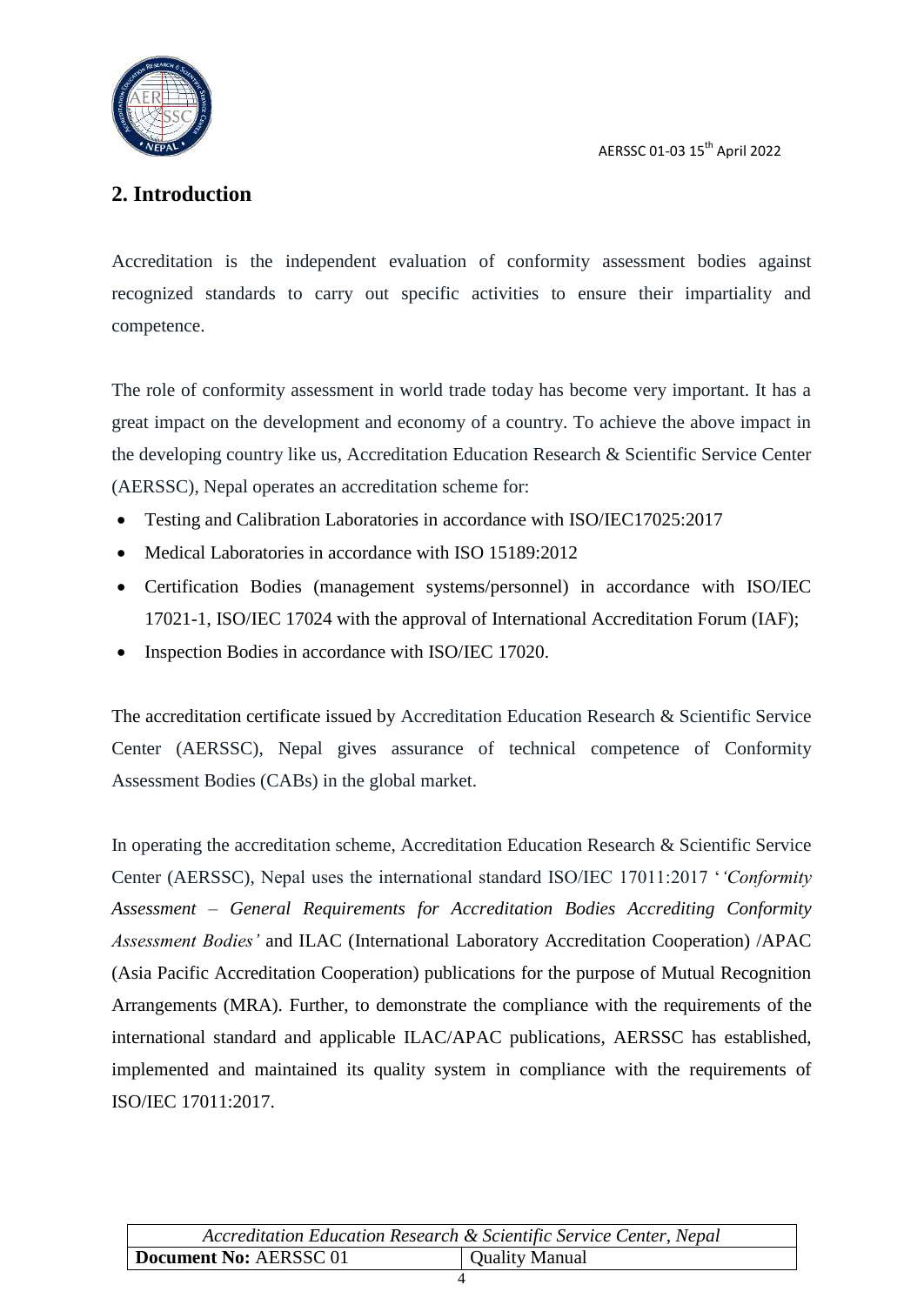## 2. Introduction

Accreditation is the independent evaluation of conformity assessment bodies against recognized standards to carry out specific activities to ensure their impartiality and competence.

The role of conformity assessment in world trade today has become very important. It has a great impact on the development and economy of a country. To achieve the above impact in the developing country like us, Accreditation Education Research & Scientific Service Center (AERSSC), Nepal operates an accreditation scheme for:

- Testing and Calibration Laboratories in accordance with ISO/IEC17025:2017
- Medical Laboratories in accordance with ISO 15189:2012
- Certification Bodies (management systems/personnel) in accordance with ISO/IEC 17021-1, ISO/IEC 17024 with the approval of International Accreditation Forum (IAF);
- Inspection Bodies in accordance with ISO/IEC 17020.

The accreditation certificate issued by Accreditation Education Research & Scientific Service Center (AERSSC), Nepal gives assurance of technical competence of Conformity Assessment Bodies (CABs) in the global market.

In operating the accreditation scheme, Accreditation Education Research & Scientific Service Center (AERSSC), Nepal uses the international standard ISO/IEC 17011:2017 '*'Conformity Assessment – General Requirements for Accreditation Bodies Accrediting Conformity Assessment Bodies'* and ILAC (International Laboratory Accreditation Cooperation) /APAC (Asia Pacific Accreditation Cooperation) publications for the purpose of Mutual Recognition Arrangements (MRA). Further, to demonstrate the compliance with the requirements of the international standard and applicable ILAC/APAC publications, AERSSC has established, implemented and maintained its quality system in compliance with the requirements of ISO/IEC 17011:2017.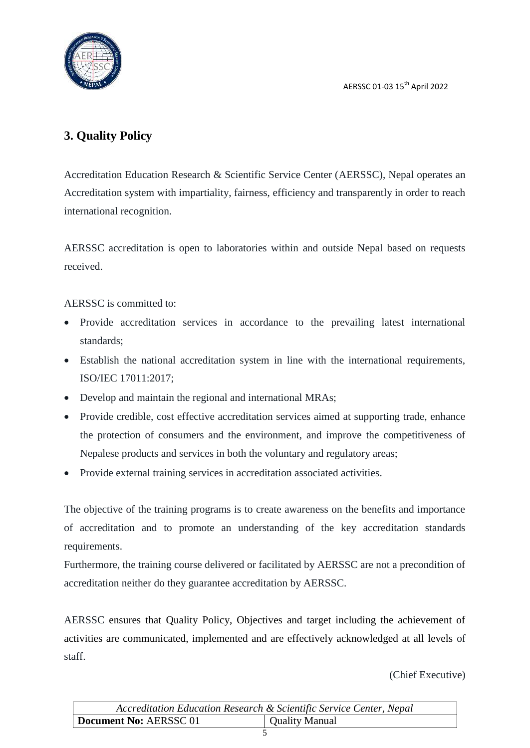## 3. Quality Policy

Accreditation Education Research & Scientific Service Center (AERSSC), Nepal operates an Accreditation system with impartiality, fairness, efficiency and transparently in order to reach international recognition.

AERSSC accreditation is open to laboratories within and outside Nepal based on requests received.

AERSSC is committed to:

- Provide accreditation services in accordance to the prevailing latest international standards;
- Establish the national accreditation system in line with the international requirements, ISO/IEC 17011:2017;
- Develop and maintain the regional and international MRAs;
- Provide credible, cost effective accreditation services aimed at supporting trade, enhance the protection of consumers and the environment, and improve the competitiveness of Nepalese products and services in both the voluntary and regulatory areas;
- Provide external training services in accreditation associated activities.

The objective of the training programs is to create awareness on the benefits and importance of accreditation and to promote an understanding of the key accreditation standards requirements.

Furthermore, the training course delivered or facilitated by AERSSC are not a precondition of accreditation neither do they guarantee accreditation by AERSSC.

AERSSC ensures that Quality Policy, Objectives and target including the achievement of activities are communicated, implemented and are effectively acknowledged at all levels of staff.

(Chief Executive)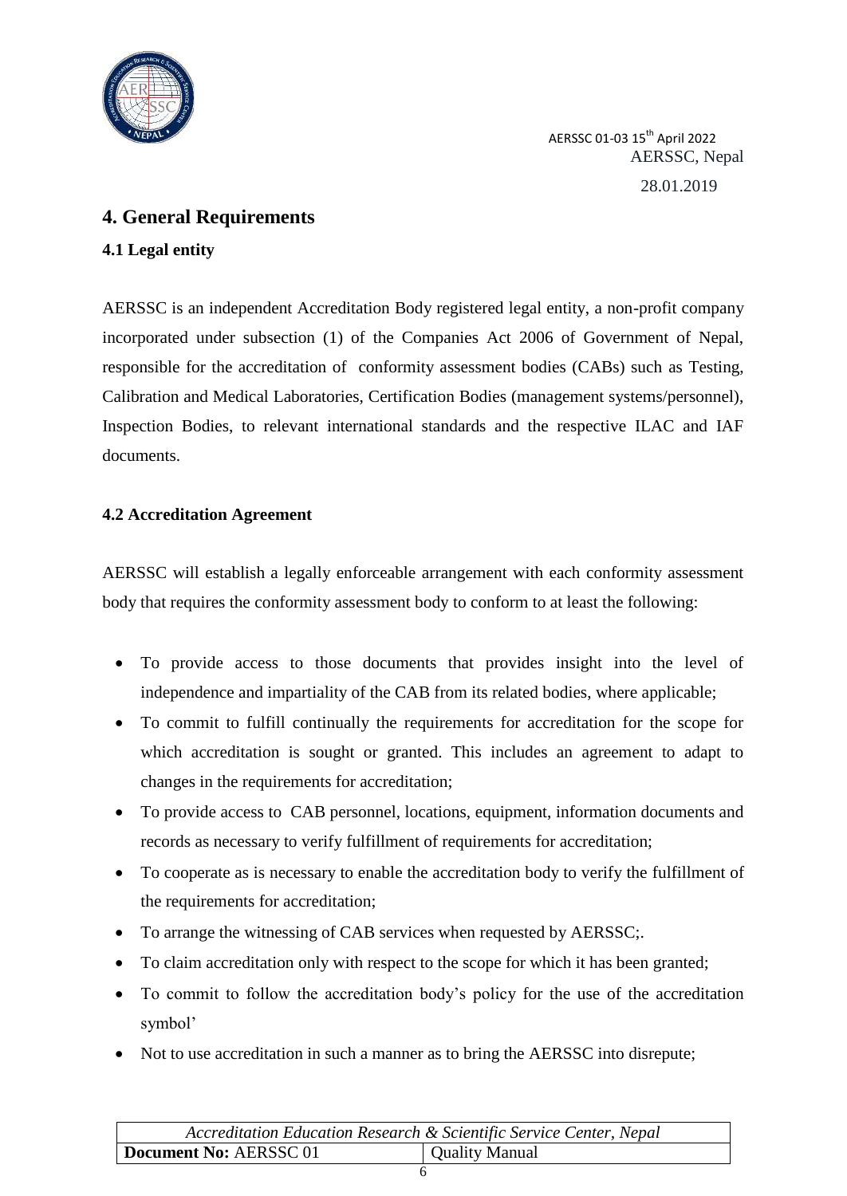# 4. General Requirements

## 4.1 Legal entity

AERSSC is an independent Accreditation Body registered legal entity, a non-profit company incorporated under subsection (1) of the Companies Act 2006 of Government of Nepal, responsible for the accreditation of conformity assessment bodies (CABs) such as Testing, Calibration and Medical Laboratories, Certification Bodies (management systems/personnel), Inspection Bodies, to relevant international standards and the respective ILAC and IAF documents.

## 4.2 Accreditation Agreement

AERSSC will establish a legally enforceable arrangement with each conformity assessment body that requires the conformity assessment body to conform to at least the following:

- To provide access to those documents that provides insight into the level of independence and impartiality of the CAB from its related bodies, where applicable;
- To commit to fulfill continually the requirements for accreditation for the scope for which accreditation is sought or granted. This includes an agreement to adapt to changes in the requirements for accreditation;
- To provide access to CAB personnel, locations, equipment, information documents and records as necessary to verify fulfillment of requirements for accreditation;
- To cooperate as is necessary to enable the accreditation body to verify the fulfillment of the requirements for accreditation;
- To arrange the witnessing of CAB services when requested by AERSSC;.
- To claim accreditation only with respect to the scope for which it has been granted;
- To commit to follow the accreditation body's policy for the use of the accreditation symbol'
- Not to use accreditation in such a manner as to bring the AERSSC into disrepute;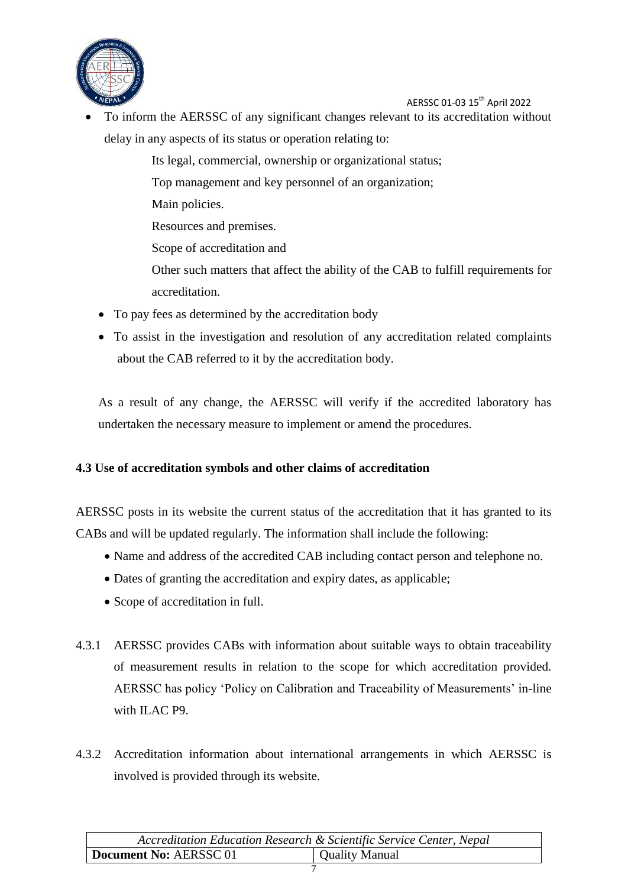- To inform the AERSSC of any significant changes relevant to its accreditation without delay in any aspects of its status or operation relating to:

  Its legal, commercial, ownership or organizational status;

  Top management and key personnel of an organization;

  Main policies.

  Resources and premises.

  Scope of accreditation and

  Other such matters that affect the ability of the CAB to fulfill requirements for accreditation.

- To pay fees as determined by the accreditation body
- To assist in the investigation and resolution of any accreditation related complaints about the CAB referred to it by the accreditation body.

As a result of any change, the AERSSC will verify if the accredited laboratory has undertaken the necessary measure to implement or amend the procedures.

**4.3 Use of accreditation symbols and other claims of accreditation**

AERSSC posts in its website the current status of the accreditation that it has granted to its CABs and will be updated regularly. The information shall include the following:

- Name and address of the accredited CAB including contact person and telephone no.
- Dates of granting the accreditation and expiry dates, as applicable;
- Scope of accreditation in full.

4.3.1 AERSSC provides CABs with information about suitable ways to obtain traceability of measurement results in relation to the scope for which accreditation provided. AERSSC has policy 'Policy on Calibration and Traceability of Measurements' in-line with ILAC P9.

4.3.2 Accreditation information about international arrangements in which AERSSC is involved is provided through its website.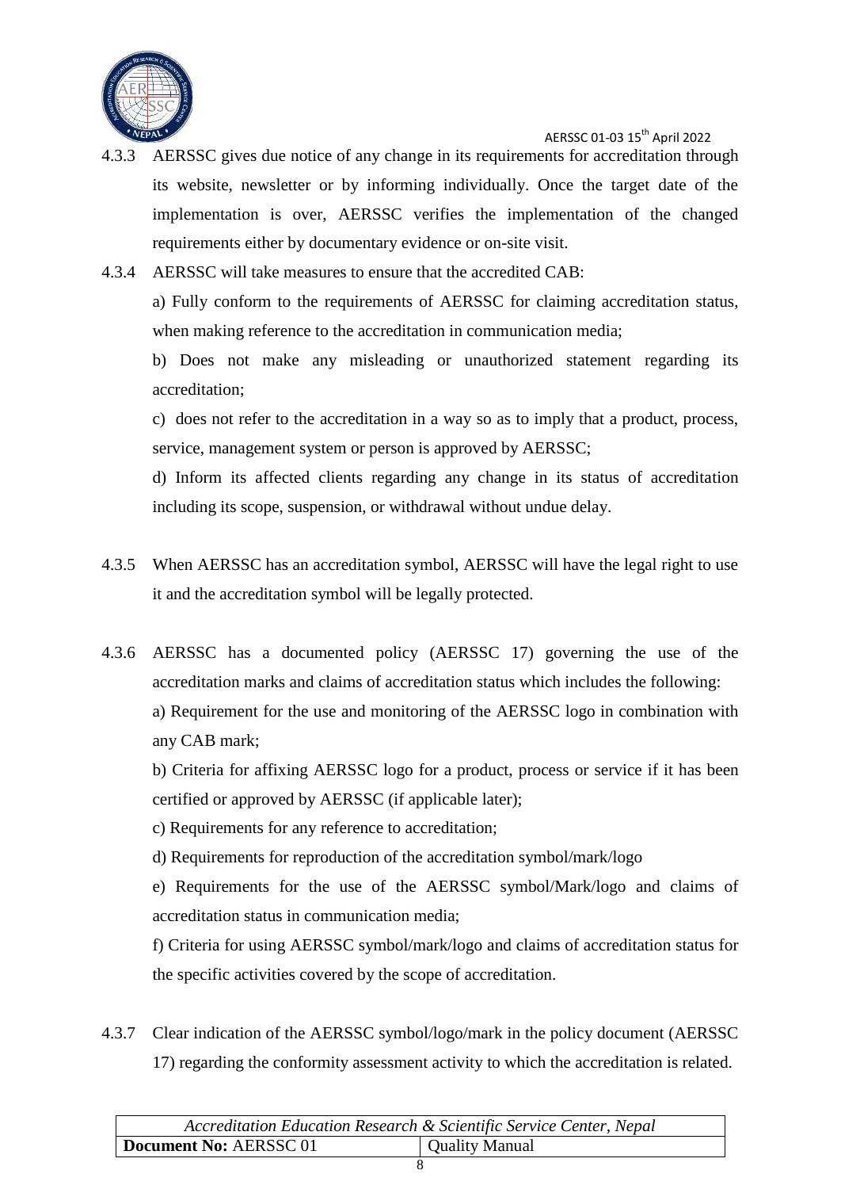4.3.3 AERSSC gives due notice of any change in its requirements for accreditation through its website, newsletter or by informing individually. Once the target date of the implementation is over, AERSSC verifies the implementation of the changed requirements either by documentary evidence or on-site visit.

4.3.4 AERSSC will take measures to ensure that the accredited CAB:

a) Fully conform to the requirements of AERSSC for claiming accreditation status, when making reference to the accreditation in communication media;

b) Does not make any misleading or unauthorized statement regarding its accreditation;

c) does not refer to the accreditation in a way so as to imply that a product, process, service, management system or person is approved by AERSSC;

d) Inform its affected clients regarding any change in its status of accreditation including its scope, suspension, or withdrawal without undue delay.

4.3.5 When AERSSC has an accreditation symbol, AERSSC will have the legal right to use it and the accreditation symbol will be legally protected.

4.3.6 AERSSC has a documented policy (AERSSC 17) governing the use of the accreditation marks and claims of accreditation status which includes the following:

a) Requirement for the use and monitoring of the AERSSC logo in combination with any CAB mark;

b) Criteria for affixing AERSSC logo for a product, process or service if it has been certified or approved by AERSSC (if applicable later);

c) Requirements for any reference to accreditation;

d) Requirements for reproduction of the accreditation symbol/mark/logo

e) Requirements for the use of the AERSSC symbol/Mark/logo and claims of accreditation status in communication media;

f) Criteria for using AERSSC symbol/mark/logo and claims of accreditation status for the specific activities covered by the scope of accreditation.

4.3.7 Clear indication of the AERSSC symbol/logo/mark in the policy document (AERSSC 17) regarding the conformity assessment activity to which the accreditation is related.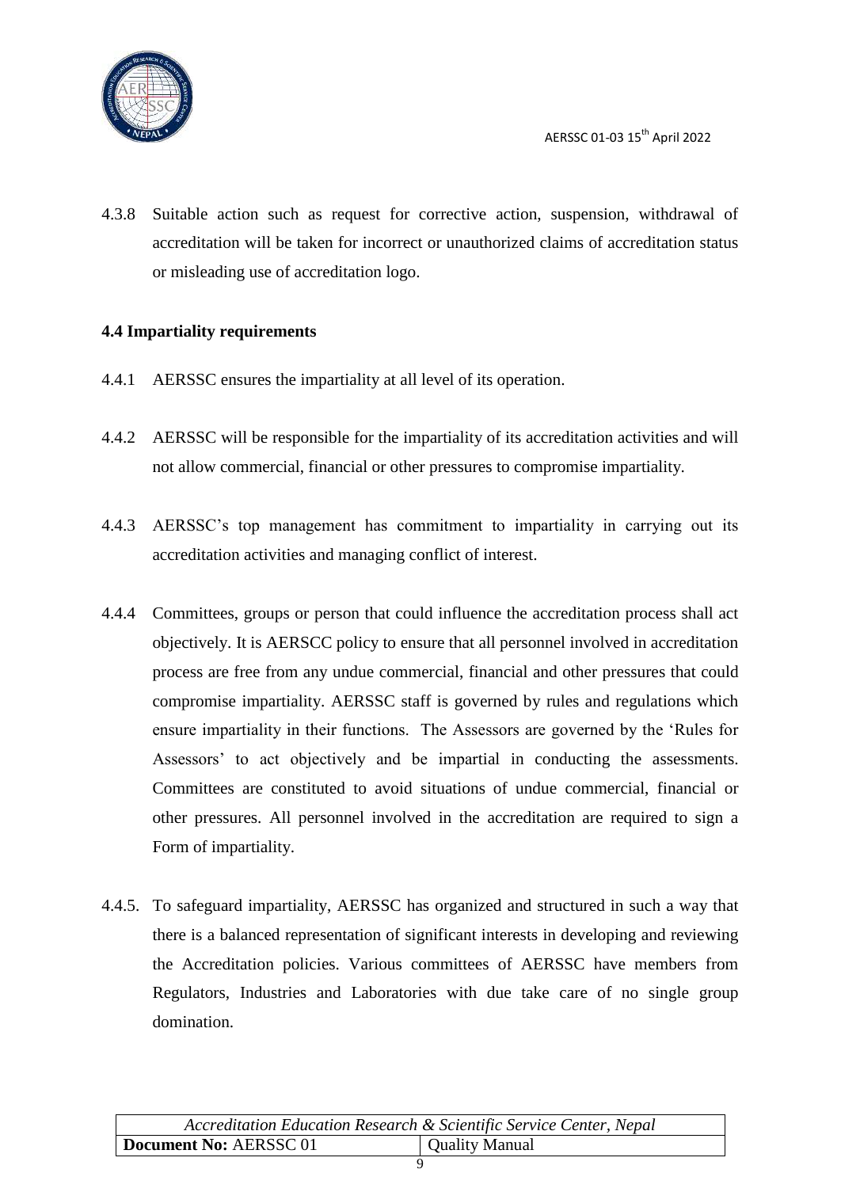4.3.8 Suitable action such as request for corrective action, suspension, withdrawal of accreditation will be taken for incorrect or unauthorized claims of accreditation status or misleading use of accreditation logo.

**4.4 Impartiality requirements**

4.4.1 AERSSC ensures the impartiality at all level of its operation.

4.4.2 AERSSC will be responsible for the impartiality of its accreditation activities and will not allow commercial, financial or other pressures to compromise impartiality.

4.4.3 AERSSC's top management has commitment to impartiality in carrying out its accreditation activities and managing conflict of interest.

4.4.4 Committees, groups or person that could influence the accreditation process shall act objectively. It is AERSCC policy to ensure that all personnel involved in accreditation process are free from any undue commercial, financial and other pressures that could compromise impartiality. AERSSC staff is governed by rules and regulations which ensure impartiality in their functions. The Assessors are governed by the 'Rules for Assessors' to act objectively and be impartial in conducting the assessments. Committees are constituted to avoid situations of undue commercial, financial or other pressures. All personnel involved in the accreditation are required to sign a Form of impartiality.

4.4.5. To safeguard impartiality, AERSSC has organized and structured in such a way that there is a balanced representation of significant interests in developing and reviewing the Accreditation policies. Various committees of AERSSC have members from Regulators, Industries and Laboratories with due take care of no single group domination.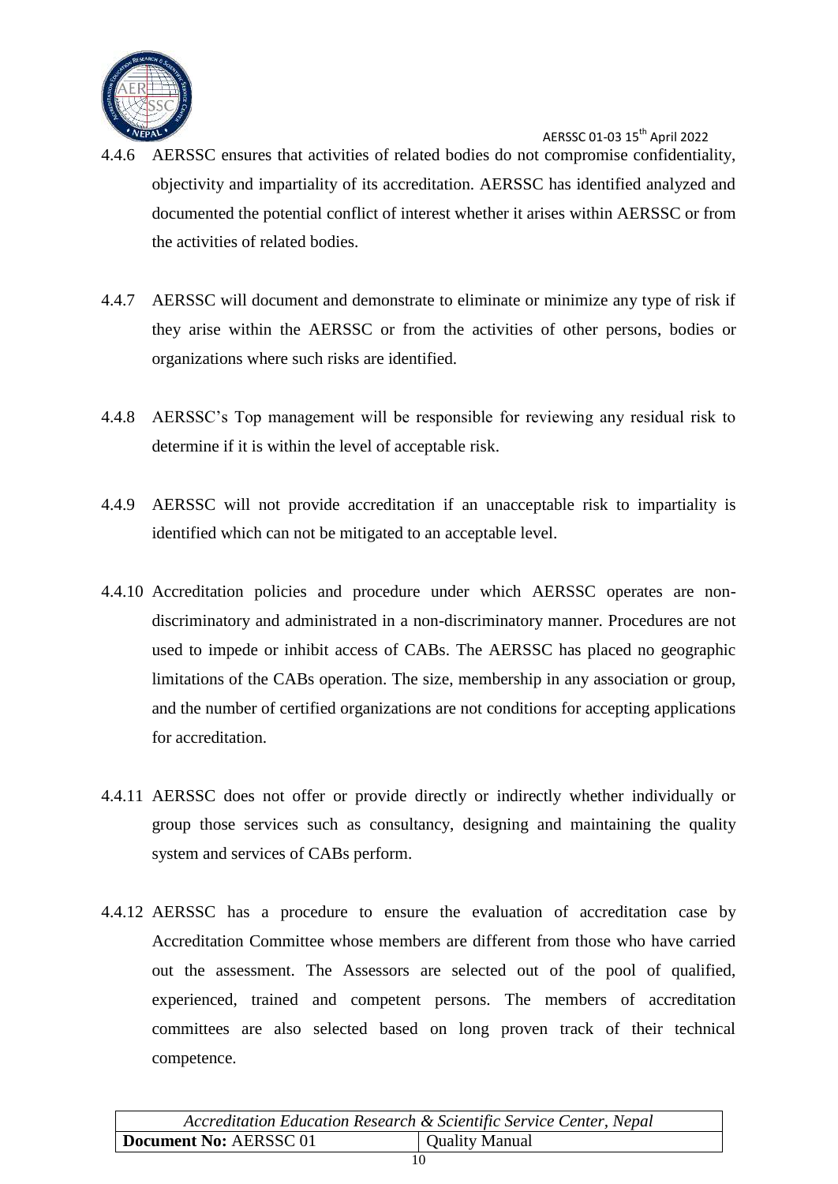4.4.6 AERSSC ensures that activities of related bodies do not compromise confidentiality, objectivity and impartiality of its accreditation. AERSSC has identified analyzed and documented the potential conflict of interest whether it arises within AERSSC or from the activities of related bodies.

4.4.7 AERSSC will document and demonstrate to eliminate or minimize any type of risk if they arise within the AERSSC or from the activities of other persons, bodies or organizations where such risks are identified.

4.4.8 AERSSC's Top management will be responsible for reviewing any residual risk to determine if it is within the level of acceptable risk.

4.4.9 AERSSC will not provide accreditation if an unacceptable risk to impartiality is identified which can not be mitigated to an acceptable level.

4.4.10 Accreditation policies and procedure under which AERSSC operates are non-discriminatory and administrated in a non-discriminatory manner. Procedures are not used to impede or inhibit access of CABs. The AERSSC has placed no geographic limitations of the CABs operation. The size, membership in any association or group, and the number of certified organizations are not conditions for accepting applications for accreditation.

4.4.11 AERSSC does not offer or provide directly or indirectly whether individually or group those services such as consultancy, designing and maintaining the quality system and services of CABs perform.

4.4.12 AERSSC has a procedure to ensure the evaluation of accreditation case by Accreditation Committee whose members are different from those who have carried out the assessment. The Assessors are selected out of the pool of qualified, experienced, trained and competent persons. The members of accreditation committees are also selected based on long proven track of their technical competence.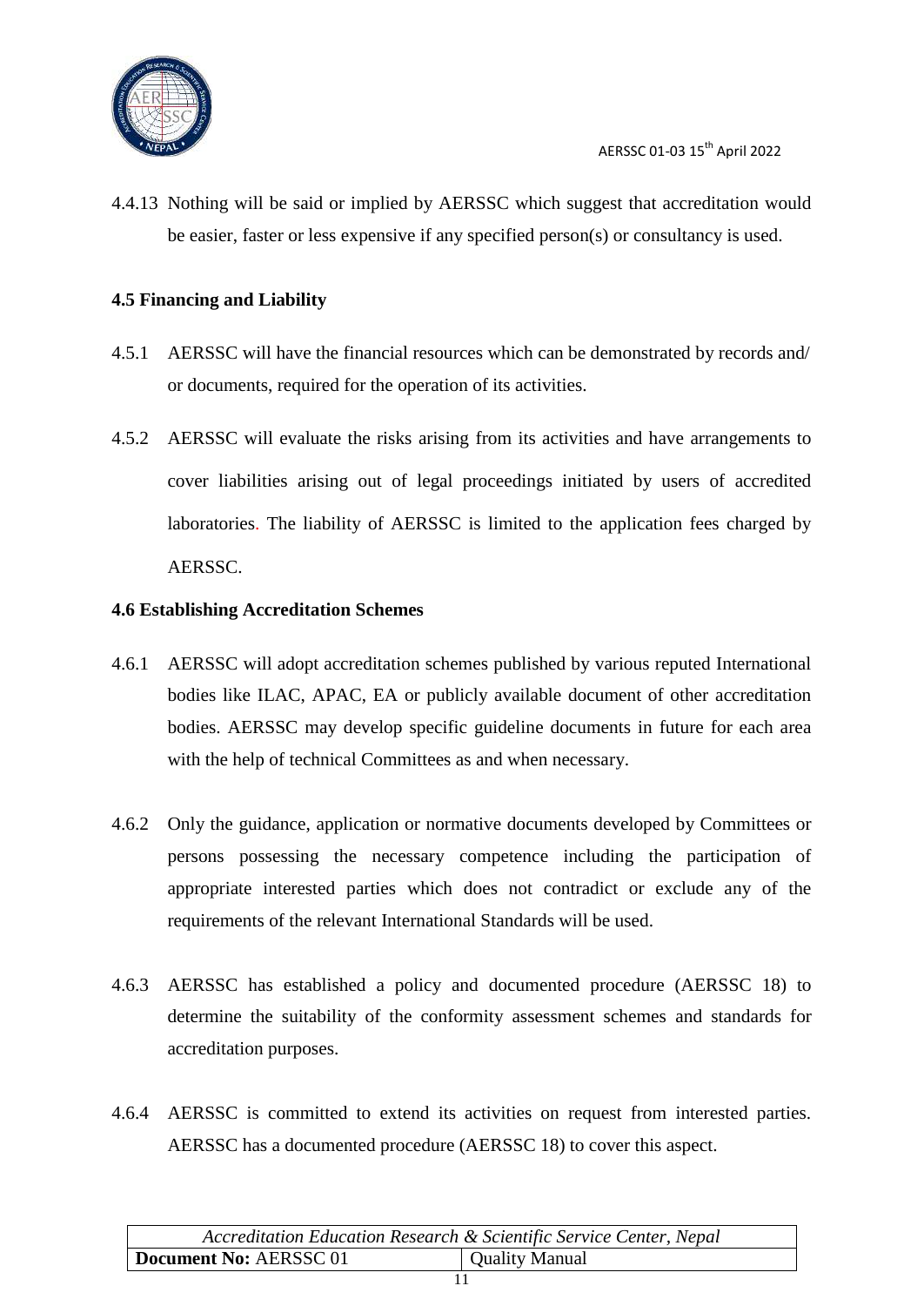4.4.13 Nothing will be said or implied by AERSSC which suggest that accreditation would be easier, faster or less expensive if any specified person(s) or consultancy is used.

### 4.5 Financing and Liability

4.5.1 AERSSC will have the financial resources which can be demonstrated by records and/ or documents, required for the operation of its activities.

4.5.2 AERSSC will evaluate the risks arising from its activities and have arrangements to cover liabilities arising out of legal proceedings initiated by users of accredited laboratories. The liability of AERSSC is limited to the application fees charged by AERSSC.

### 4.6 Establishing Accreditation Schemes

4.6.1 AERSSC will adopt accreditation schemes published by various reputed International bodies like ILAC, APAC, EA or publicly available document of other accreditation bodies. AERSSC may develop specific guideline documents in future for each area with the help of technical Committees as and when necessary.

4.6.2 Only the guidance, application or normative documents developed by Committees or persons possessing the necessary competence including the participation of appropriate interested parties which does not contradict or exclude any of the requirements of the relevant International Standards will be used.

4.6.3 AERSSC has established a policy and documented procedure (AERSSC 18) to determine the suitability of the conformity assessment schemes and standards for accreditation purposes.

4.6.4 AERSSC is committed to extend its activities on request from interested parties. AERSSC has a documented procedure (AERSSC 18) to cover this aspect.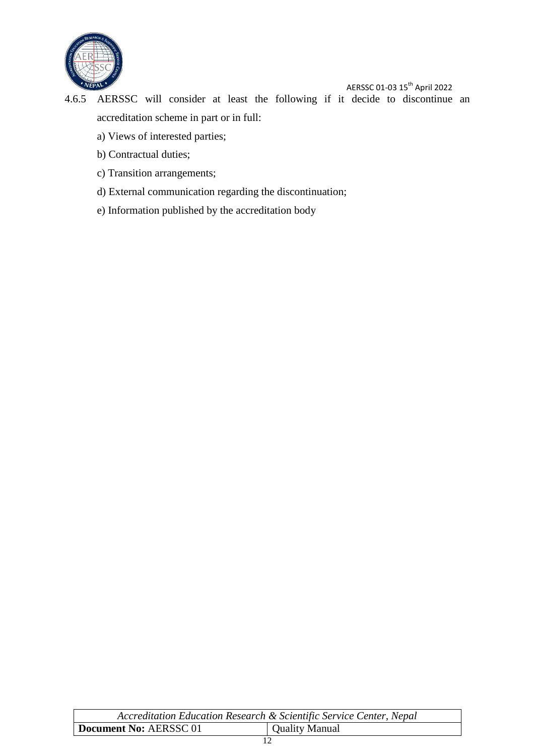4.6.5 AERSSC will consider at least the following if it decide to discontinue an accreditation scheme in part or in full:

a) Views of interested parties;

b) Contractual duties;

c) Transition arrangements;

d) External communication regarding the discontinuation;

e) Information published by the accreditation body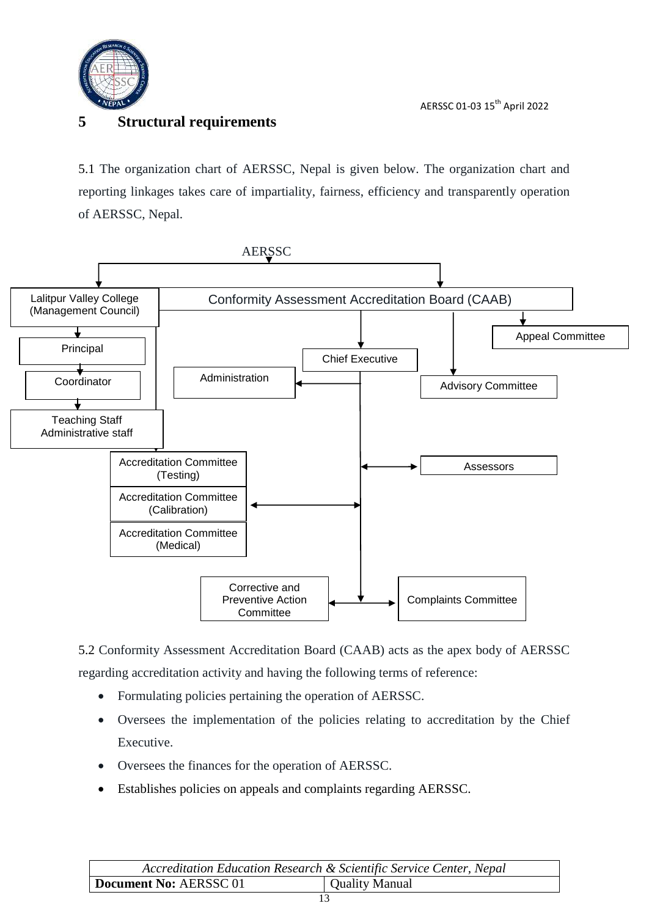# 5 Structural requirements

5.1 The organization chart of AERSSC, Nepal is given below. The organization chart and reporting linkages takes care of impartiality, fairness, efficiency and transparently operation of AERSSC, Nepal.

AERSSC

Lalitpur Valley College (Management Council)

Conformity Assessment Accreditation Board (CAAB)

Principal

Appeal Committee

Chief Executive

Coordinator

Administration

Advisory Committee

Teaching Staff
Administrative staff

Accreditation Committee (Testing)

Assessors

Accreditation Committee (Calibration)

Accreditation Committee (Medical)

Corrective and Preventive Action Committee

Complaints Committee

5.2 Conformity Assessment Accreditation Board (CAAB) acts as the apex body of AERSSC regarding accreditation activity and having the following terms of reference:

- Formulating policies pertaining the operation of AERSSC.
- Oversees the implementation of the policies relating to accreditation by the Chief Executive.
- Oversees the finances for the operation of AERSSC.
- Establishes policies on appeals and complaints regarding AERSSC.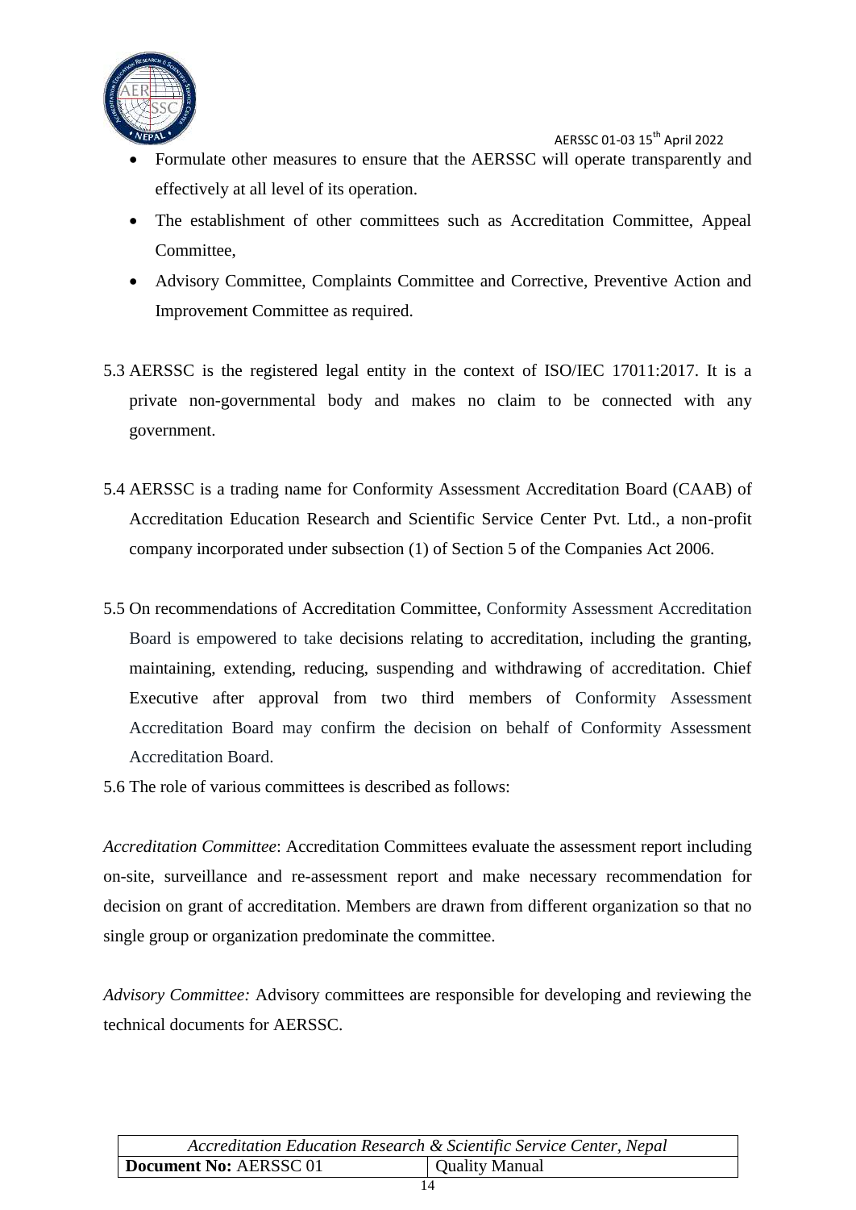- Formulate other measures to ensure that the AERSSC will operate transparently and effectively at all level of its operation.
- The establishment of other committees such as Accreditation Committee, Appeal Committee,
- Advisory Committee, Complaints Committee and Corrective, Preventive Action and Improvement Committee as required.

5.3 AERSSC is the registered legal entity in the context of ISO/IEC 17011:2017. It is a private non-governmental body and makes no claim to be connected with any government.

5.4 AERSSC is a trading name for Conformity Assessment Accreditation Board (CAAB) of Accreditation Education Research and Scientific Service Center Pvt. Ltd., a non-profit company incorporated under subsection (1) of Section 5 of the Companies Act 2006.

5.5 On recommendations of Accreditation Committee, Conformity Assessment Accreditation Board is empowered to take decisions relating to accreditation, including the granting, maintaining, extending, reducing, suspending and withdrawing of accreditation. Chief Executive after approval from two third members of Conformity Assessment Accreditation Board may confirm the decision on behalf of Conformity Assessment Accreditation Board.

5.6 The role of various committees is described as follows:

*Accreditation Committee*: Accreditation Committees evaluate the assessment report including on-site, surveillance and re-assessment report and make necessary recommendation for decision on grant of accreditation. Members are drawn from different organization so that no single group or organization predominate the committee.

*Advisory Committee:* Advisory committees are responsible for developing and reviewing the technical documents for AERSSC.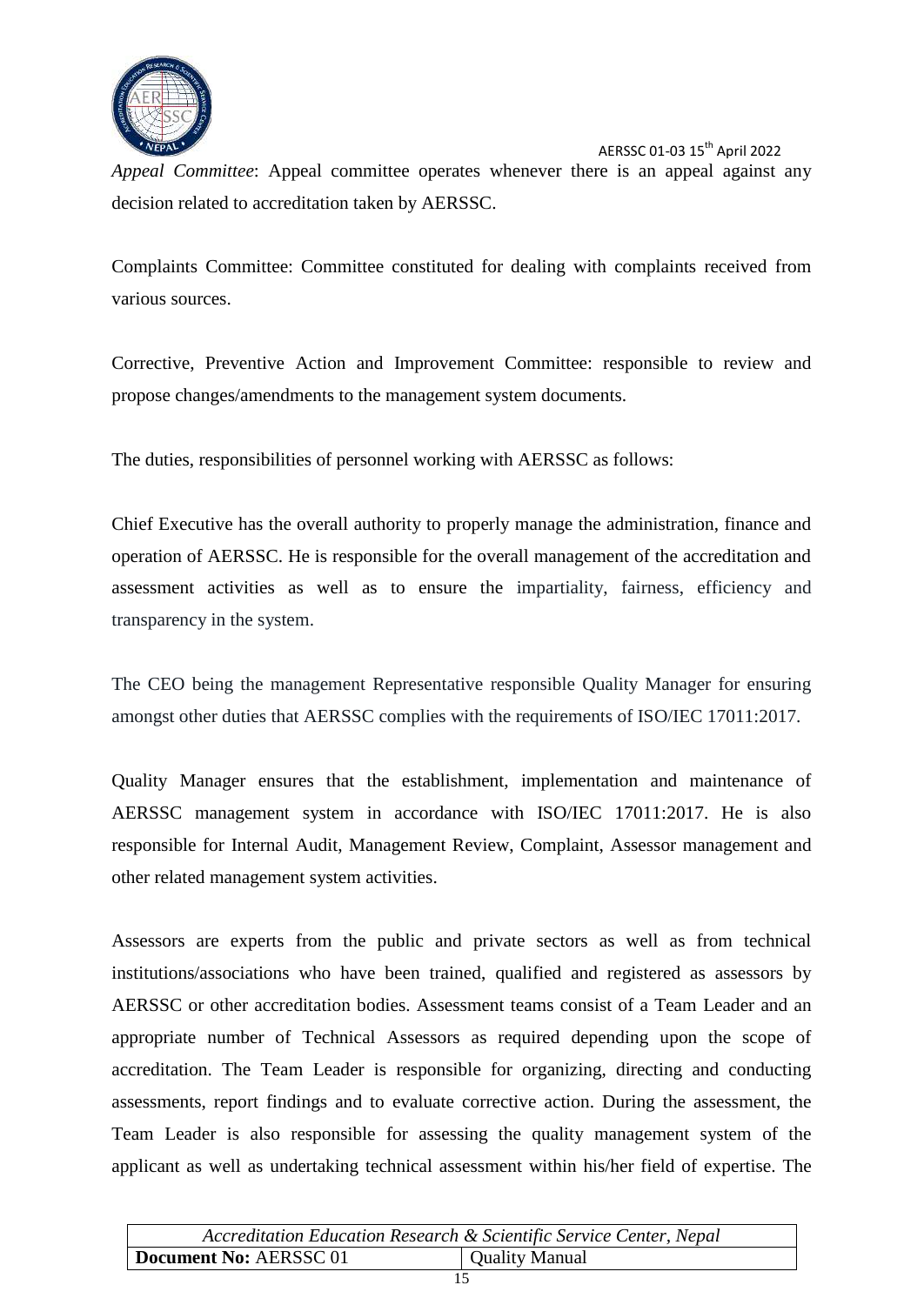*Appeal Committee*: Appeal committee operates whenever there is an appeal against any decision related to accreditation taken by AERSSC.

Complaints Committee: Committee constituted for dealing with complaints received from various sources.

Corrective, Preventive Action and Improvement Committee: responsible to review and propose changes/amendments to the management system documents.

The duties, responsibilities of personnel working with AERSSC as follows:

Chief Executive has the overall authority to properly manage the administration, finance and operation of AERSSC. He is responsible for the overall management of the accreditation and assessment activities as well as to ensure the impartiality, fairness, efficiency and transparency in the system.

The CEO being the management Representative responsible Quality Manager for ensuring amongst other duties that AERSSC complies with the requirements of ISO/IEC 17011:2017.

Quality Manager ensures that the establishment, implementation and maintenance of AERSSC management system in accordance with ISO/IEC 17011:2017. He is also responsible for Internal Audit, Management Review, Complaint, Assessor management and other related management system activities.

Assessors are experts from the public and private sectors as well as from technical institutions/associations who have been trained, qualified and registered as assessors by AERSSC or other accreditation bodies. Assessment teams consist of a Team Leader and an appropriate number of Technical Assessors as required depending upon the scope of accreditation. The Team Leader is responsible for organizing, directing and conducting assessments, report findings and to evaluate corrective action. During the assessment, the Team Leader is also responsible for assessing the quality management system of the applicant as well as undertaking technical assessment within his/her field of expertise. The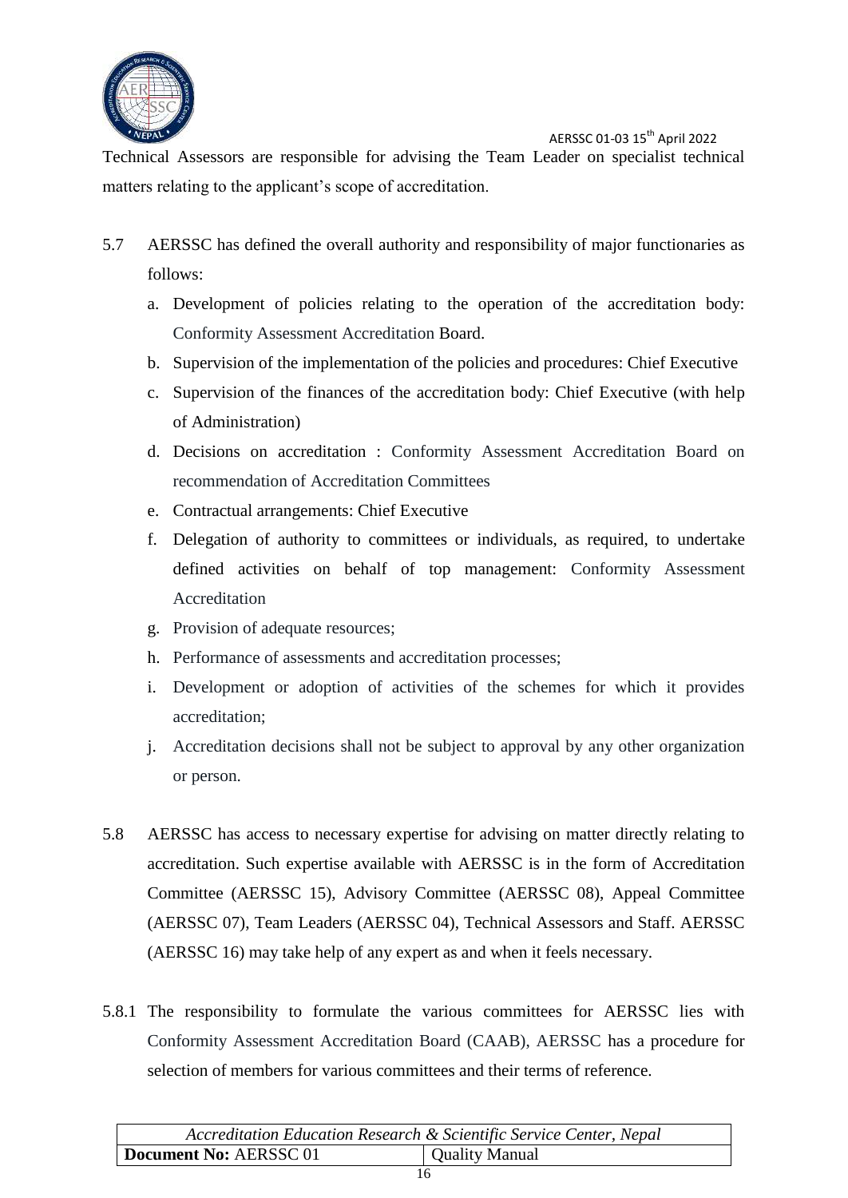Technical Assessors are responsible for advising the Team Leader on specialist technical matters relating to the applicant's scope of accreditation.

5.7 AERSSC has defined the overall authority and responsibility of major functionaries as follows:

   a. Development of policies relating to the operation of the accreditation body: Conformity Assessment Accreditation Board.
   b. Supervision of the implementation of the policies and procedures: Chief Executive
   c. Supervision of the finances of the accreditation body: Chief Executive (with help of Administration)
   d. Decisions on accreditation : Conformity Assessment Accreditation Board on recommendation of Accreditation Committees
   e. Contractual arrangements: Chief Executive
   f. Delegation of authority to committees or individuals, as required, to undertake defined activities on behalf of top management: Conformity Assessment Accreditation
   g. Provision of adequate resources;
   h. Performance of assessments and accreditation processes;
   i. Development or adoption of activities of the schemes for which it provides accreditation;
   j. Accreditation decisions shall not be subject to approval by any other organization or person.

5.8 AERSSC has access to necessary expertise for advising on matter directly relating to accreditation. Such expertise available with AERSSC is in the form of Accreditation Committee (AERSSC 15), Advisory Committee (AERSSC 08), Appeal Committee (AERSSC 07), Team Leaders (AERSSC 04), Technical Assessors and Staff. AERSSC (AERSSC 16) may take help of any expert as and when it feels necessary.

5.8.1 The responsibility to formulate the various committees for AERSSC lies with Conformity Assessment Accreditation Board (CAAB), AERSSC has a procedure for selection of members for various committees and their terms of reference.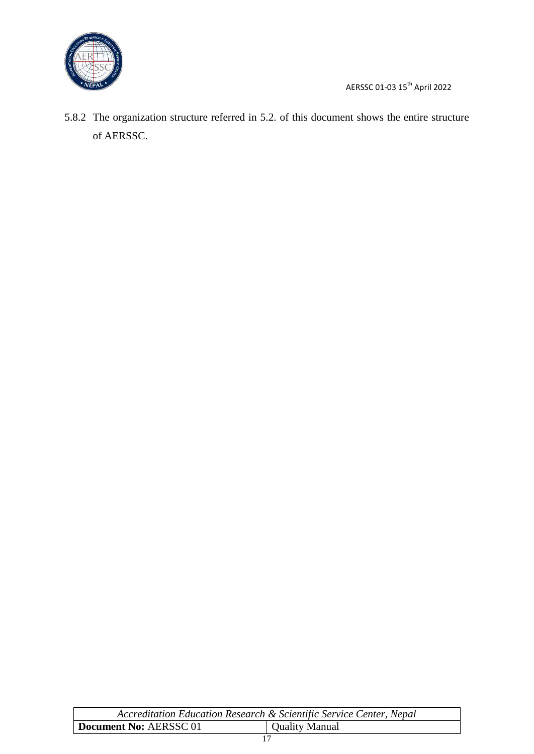5.8.2 The organization structure referred in 5.2. of this document shows the entire structure of AERSSC.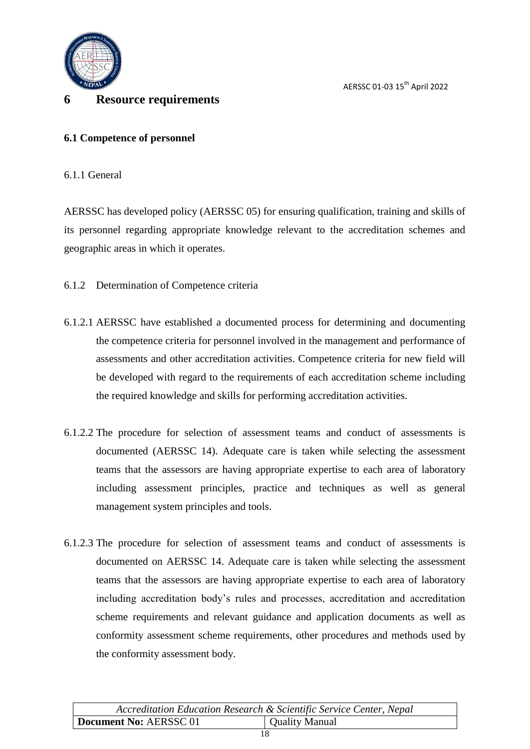# 6 Resource requirements

## 6.1 Competence of personnel

6.1.1 General

AERSSC has developed policy (AERSSC 05) for ensuring qualification, training and skills of its personnel regarding appropriate knowledge relevant to the accreditation schemes and geographic areas in which it operates.

6.1.2 Determination of Competence criteria

6.1.2.1 AERSSC have established a documented process for determining and documenting the competence criteria for personnel involved in the management and performance of assessments and other accreditation activities. Competence criteria for new field will be developed with regard to the requirements of each accreditation scheme including the required knowledge and skills for performing accreditation activities.

6.1.2.2 The procedure for selection of assessment teams and conduct of assessments is documented (AERSSC 14). Adequate care is taken while selecting the assessment teams that the assessors are having appropriate expertise to each area of laboratory including assessment principles, practice and techniques as well as general management system principles and tools.

6.1.2.3 The procedure for selection of assessment teams and conduct of assessments is documented on AERSSC 14. Adequate care is taken while selecting the assessment teams that the assessors are having appropriate expertise to each area of laboratory including accreditation body's rules and processes, accreditation and accreditation scheme requirements and relevant guidance and application documents as well as conformity assessment scheme requirements, other procedures and methods used by the conformity assessment body.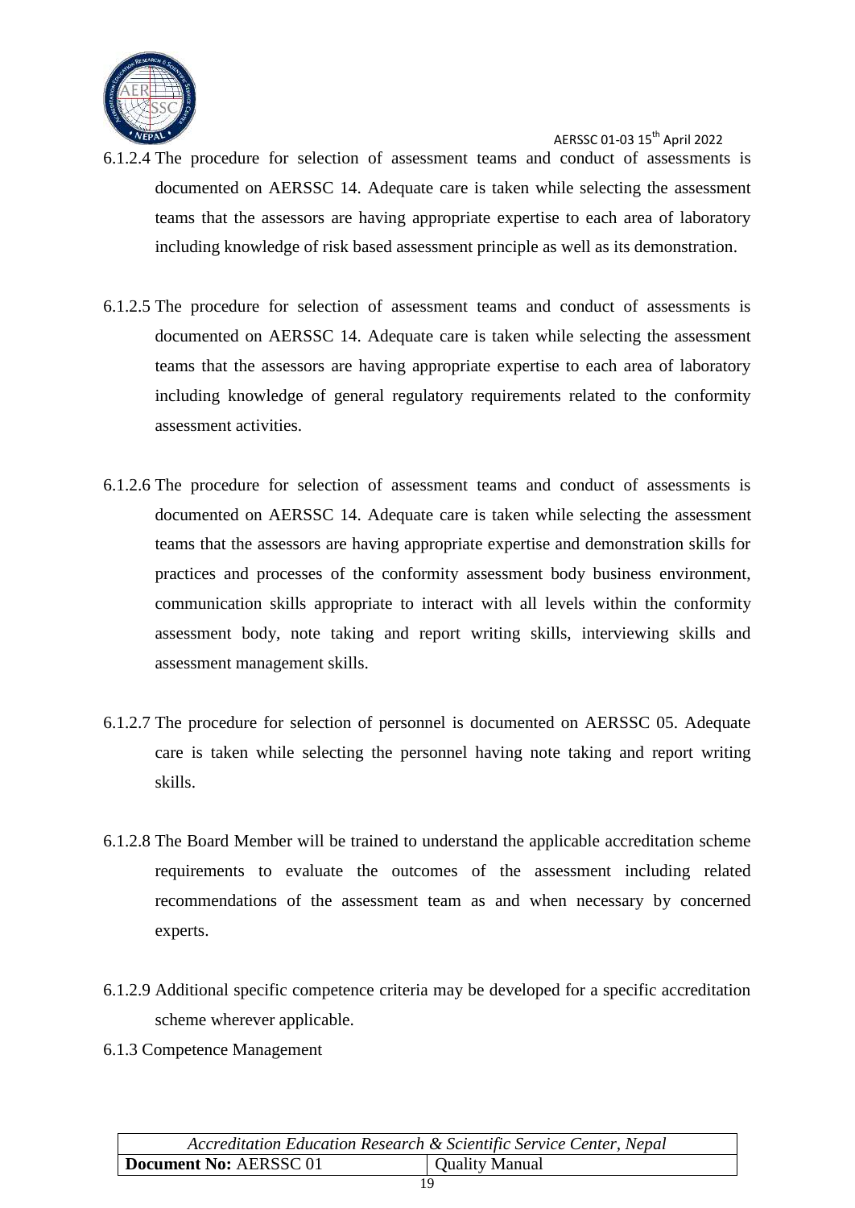6.1.2.4 The procedure for selection of assessment teams and conduct of assessments is documented on AERSSC 14. Adequate care is taken while selecting the assessment teams that the assessors are having appropriate expertise to each area of laboratory including knowledge of risk based assessment principle as well as its demonstration.

6.1.2.5 The procedure for selection of assessment teams and conduct of assessments is documented on AERSSC 14. Adequate care is taken while selecting the assessment teams that the assessors are having appropriate expertise to each area of laboratory including knowledge of general regulatory requirements related to the conformity assessment activities.

6.1.2.6 The procedure for selection of assessment teams and conduct of assessments is documented on AERSSC 14. Adequate care is taken while selecting the assessment teams that the assessors are having appropriate expertise and demonstration skills for practices and processes of the conformity assessment body business environment, communication skills appropriate to interact with all levels within the conformity assessment body, note taking and report writing skills, interviewing skills and assessment management skills.

6.1.2.7 The procedure for selection of personnel is documented on AERSSC 05. Adequate care is taken while selecting the personnel having note taking and report writing skills.

6.1.2.8 The Board Member will be trained to understand the applicable accreditation scheme requirements to evaluate the outcomes of the assessment including related recommendations of the assessment team as and when necessary by concerned experts.

6.1.2.9 Additional specific competence criteria may be developed for a specific accreditation scheme wherever applicable.

6.1.3 Competence Management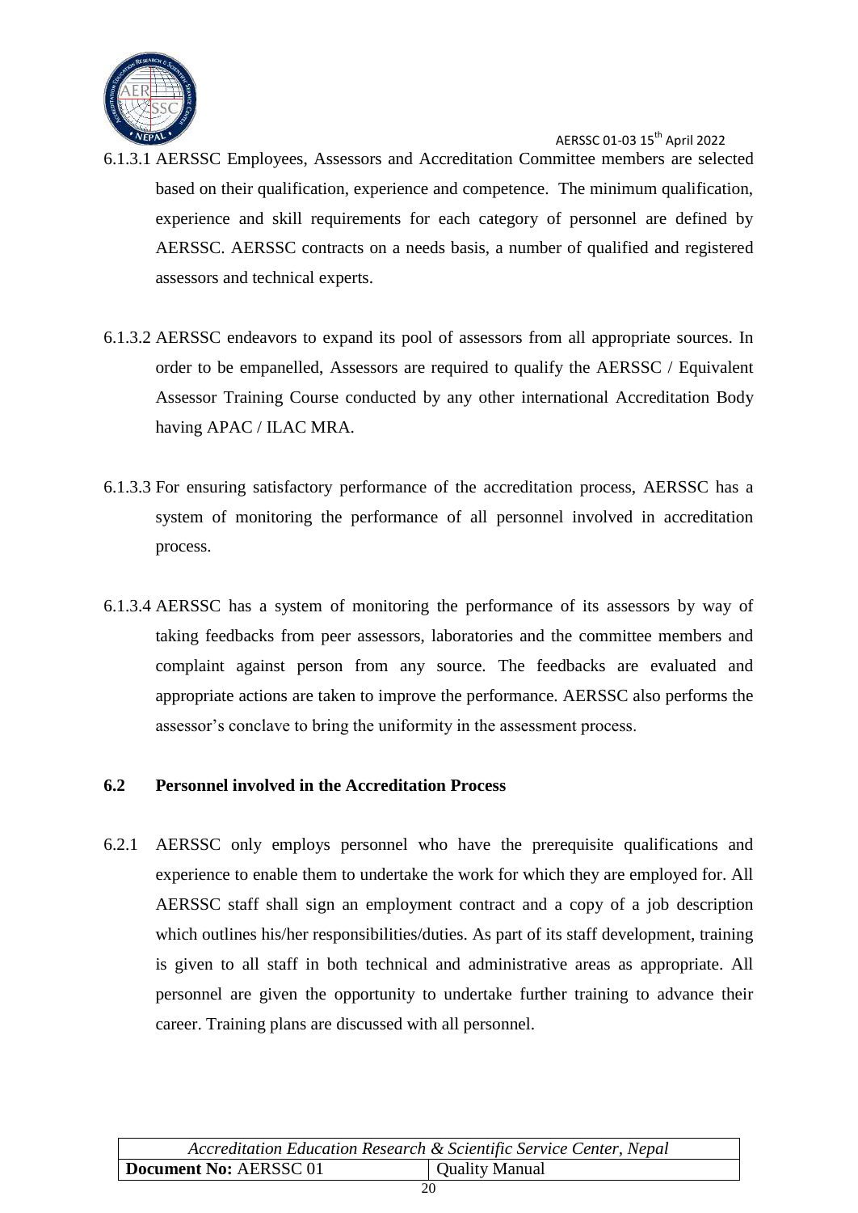6.1.3.1 AERSSC Employees, Assessors and Accreditation Committee members are selected based on their qualification, experience and competence. The minimum qualification, experience and skill requirements for each category of personnel are defined by AERSSC. AERSSC contracts on a needs basis, a number of qualified and registered assessors and technical experts.

6.1.3.2 AERSSC endeavors to expand its pool of assessors from all appropriate sources. In order to be empanelled, Assessors are required to qualify the AERSSC / Equivalent Assessor Training Course conducted by any other international Accreditation Body having APAC / ILAC MRA.

6.1.3.3 For ensuring satisfactory performance of the accreditation process, AERSSC has a system of monitoring the performance of all personnel involved in accreditation process.

6.1.3.4 AERSSC has a system of monitoring the performance of its assessors by way of taking feedbacks from peer assessors, laboratories and the committee members and complaint against person from any source. The feedbacks are evaluated and appropriate actions are taken to improve the performance. AERSSC also performs the assessor's conclave to bring the uniformity in the assessment process.

### 6.2 Personnel involved in the Accreditation Process

6.2.1 AERSSC only employs personnel who have the prerequisite qualifications and experience to enable them to undertake the work for which they are employed for. All AERSSC staff shall sign an employment contract and a copy of a job description which outlines his/her responsibilities/duties. As part of its staff development, training is given to all staff in both technical and administrative areas as appropriate. All personnel are given the opportunity to undertake further training to advance their career. Training plans are discussed with all personnel.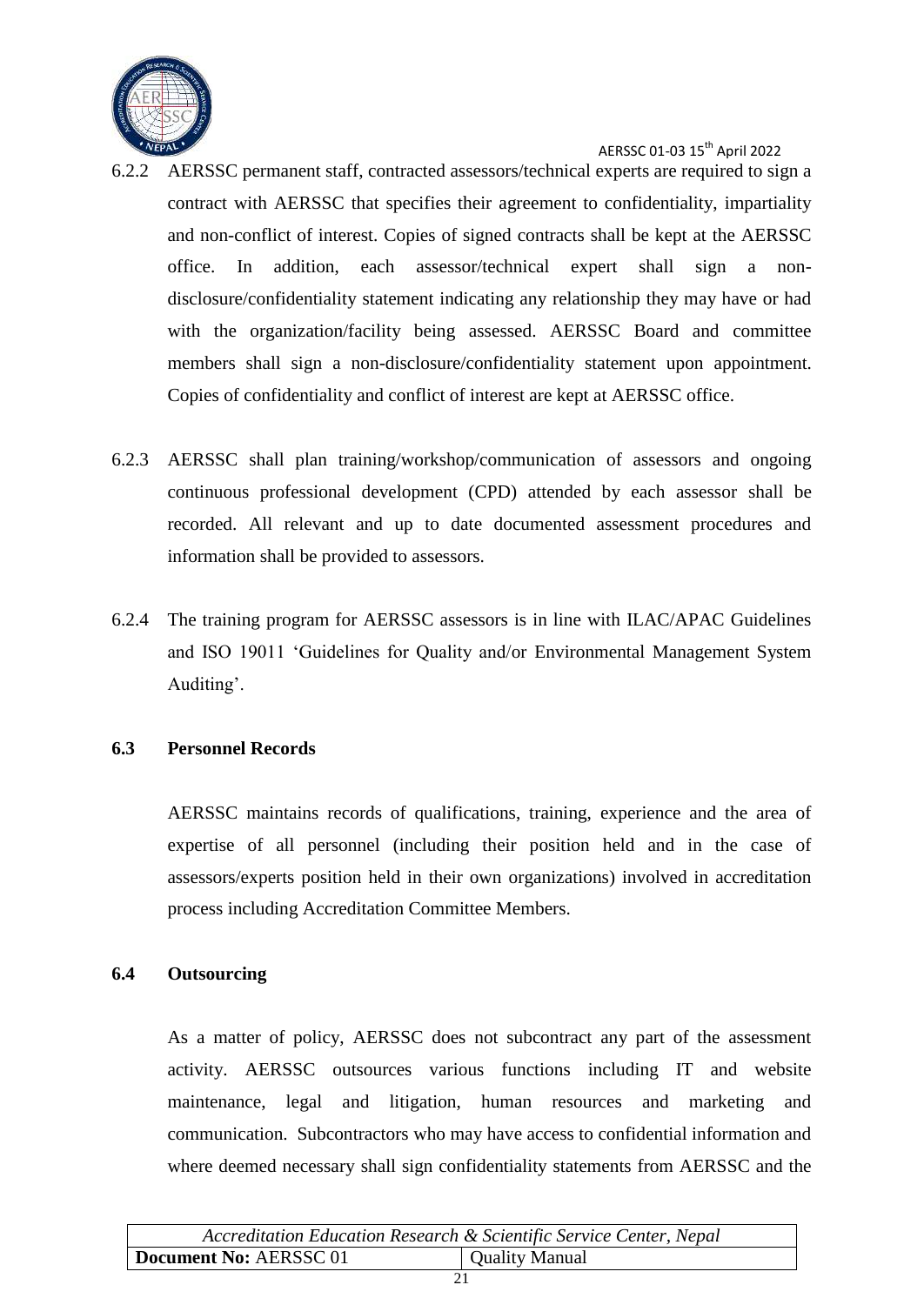6.2.2 AERSSC permanent staff, contracted assessors/technical experts are required to sign a contract with AERSSC that specifies their agreement to confidentiality, impartiality and non-conflict of interest. Copies of signed contracts shall be kept at the AERSSC office. In addition, each assessor/technical expert shall sign a non-disclosure/confidentiality statement indicating any relationship they may have or had with the organization/facility being assessed. AERSSC Board and committee members shall sign a non-disclosure/confidentiality statement upon appointment. Copies of confidentiality and conflict of interest are kept at AERSSC office.

6.2.3 AERSSC shall plan training/workshop/communication of assessors and ongoing continuous professional development (CPD) attended by each assessor shall be recorded. All relevant and up to date documented assessment procedures and information shall be provided to assessors.

6.2.4 The training program for AERSSC assessors is in line with ILAC/APAC Guidelines and ISO 19011 'Guidelines for Quality and/or Environmental Management System Auditing'.

### 6.3 Personnel Records

AERSSC maintains records of qualifications, training, experience and the area of expertise of all personnel (including their position held and in the case of assessors/experts position held in their own organizations) involved in accreditation process including Accreditation Committee Members.

### 6.4 Outsourcing

As a matter of policy, AERSSC does not subcontract any part of the assessment activity. AERSSC outsources various functions including IT and website maintenance, legal and litigation, human resources and marketing and communication. Subcontractors who may have access to confidential information and where deemed necessary shall sign confidentiality statements from AERSSC and the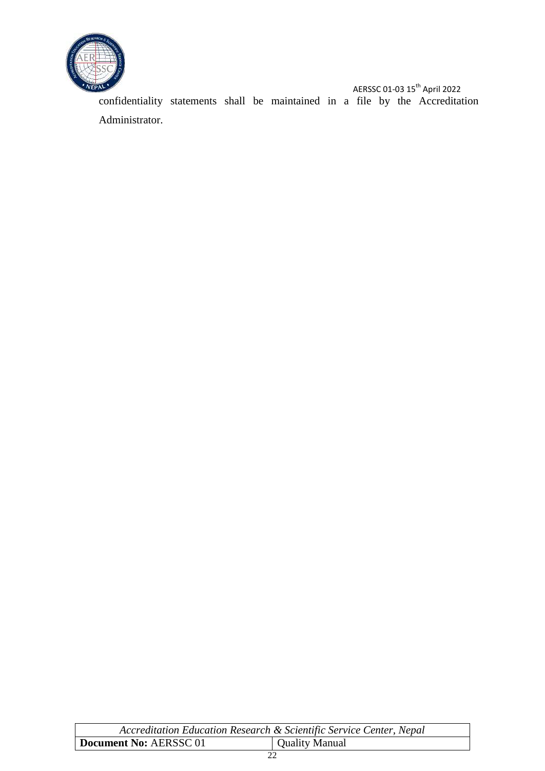confidentiality statements shall be maintained in a file by the Accreditation Administrator.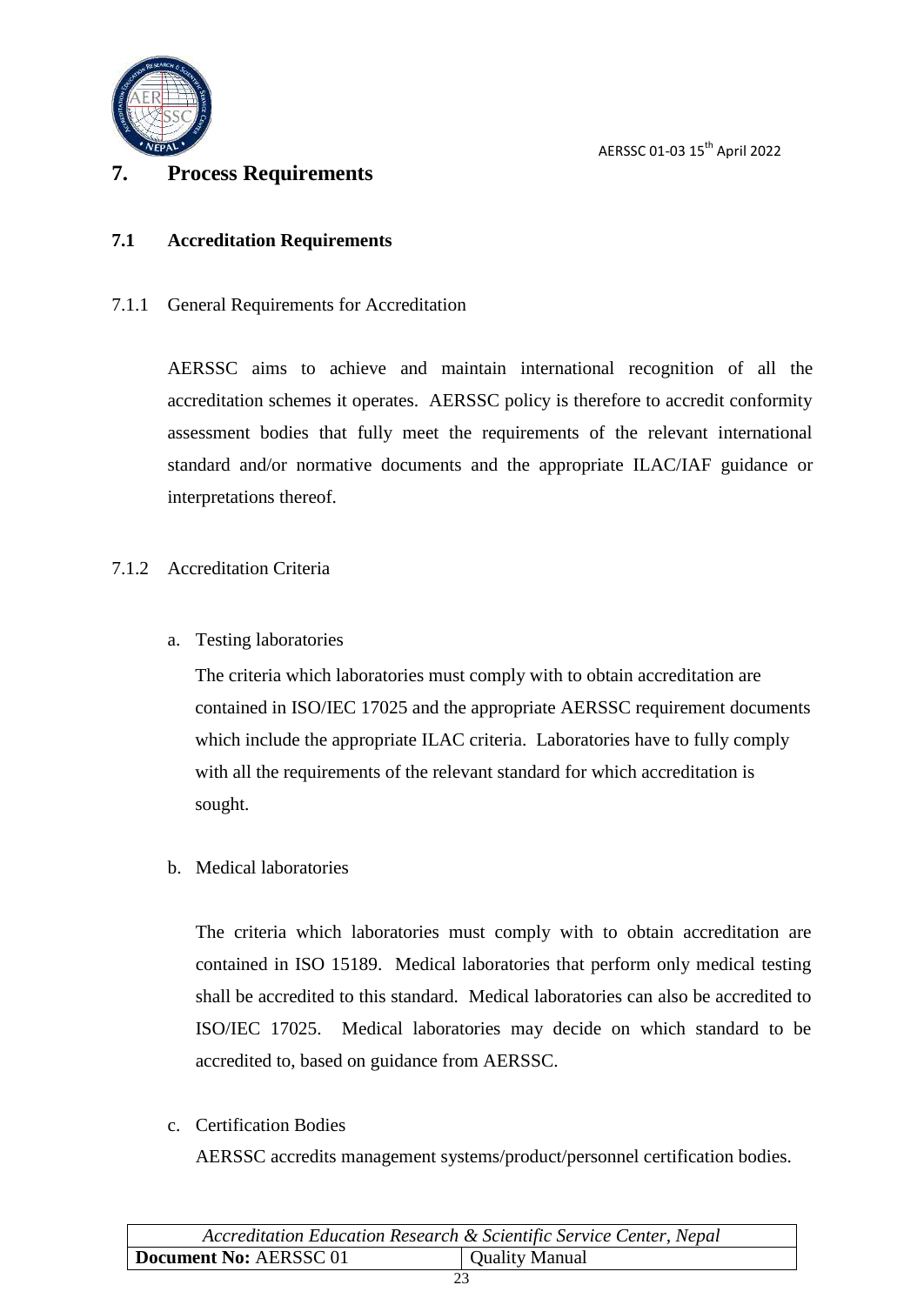# 7. Process Requirements

## 7.1 Accreditation Requirements

### 7.1.1 General Requirements for Accreditation

AERSSC aims to achieve and maintain international recognition of all the accreditation schemes it operates. AERSSC policy is therefore to accredit conformity assessment bodies that fully meet the requirements of the relevant international standard and/or normative documents and the appropriate ILAC/IAF guidance or interpretations thereof.

### 7.1.2 Accreditation Criteria

a. Testing laboratories

The criteria which laboratories must comply with to obtain accreditation are contained in ISO/IEC 17025 and the appropriate AERSSC requirement documents which include the appropriate ILAC criteria. Laboratories have to fully comply with all the requirements of the relevant standard for which accreditation is sought.

b. Medical laboratories

The criteria which laboratories must comply with to obtain accreditation are contained in ISO 15189. Medical laboratories that perform only medical testing shall be accredited to this standard. Medical laboratories can also be accredited to ISO/IEC 17025. Medical laboratories may decide on which standard to be accredited to, based on guidance from AERSSC.

c. Certification Bodies

AERSSC accredits management systems/product/personnel certification bodies.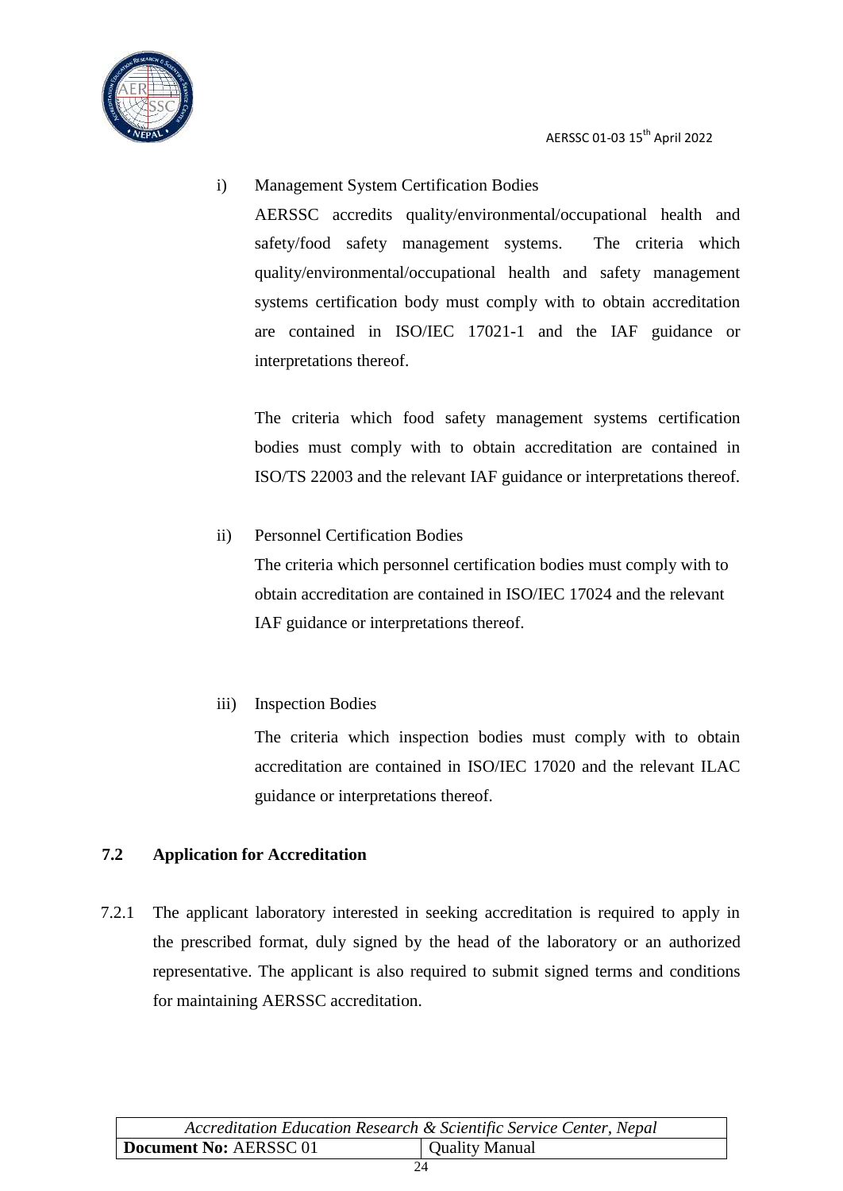i) Management System Certification Bodies

   AERSSC accredits quality/environmental/occupational health and safety/food safety management systems. The criteria which quality/environmental/occupational health and safety management systems certification body must comply with to obtain accreditation are contained in ISO/IEC 17021-1 and the IAF guidance or interpretations thereof.

   The criteria which food safety management systems certification bodies must comply with to obtain accreditation are contained in ISO/TS 22003 and the relevant IAF guidance or interpretations thereof.

ii) Personnel Certification Bodies

   The criteria which personnel certification bodies must comply with to obtain accreditation are contained in ISO/IEC 17024 and the relevant IAF guidance or interpretations thereof.

iii) Inspection Bodies

   The criteria which inspection bodies must comply with to obtain accreditation are contained in ISO/IEC 17020 and the relevant ILAC guidance or interpretations thereof.

### 7.2 Application for Accreditation

7.2.1 The applicant laboratory interested in seeking accreditation is required to apply in the prescribed format, duly signed by the head of the laboratory or an authorized representative. The applicant is also required to submit signed terms and conditions for maintaining AERSSC accreditation.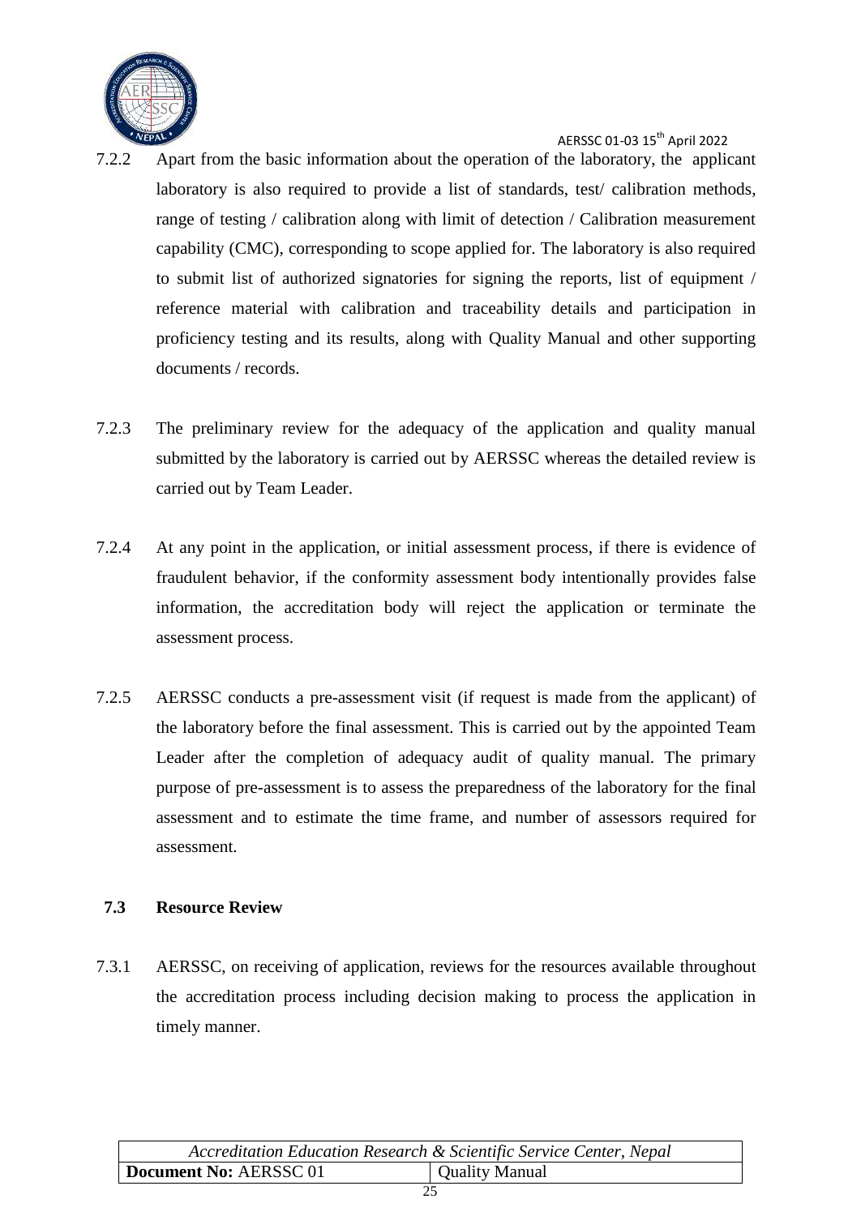7.2.2 Apart from the basic information about the operation of the laboratory, the applicant laboratory is also required to provide a list of standards, test/ calibration methods, range of testing / calibration along with limit of detection / Calibration measurement capability (CMC), corresponding to scope applied for. The laboratory is also required to submit list of authorized signatories for signing the reports, list of equipment / reference material with calibration and traceability details and participation in proficiency testing and its results, along with Quality Manual and other supporting documents / records.

7.2.3 The preliminary review for the adequacy of the application and quality manual submitted by the laboratory is carried out by AERSSC whereas the detailed review is carried out by Team Leader.

7.2.4 At any point in the application, or initial assessment process, if there is evidence of fraudulent behavior, if the conformity assessment body intentionally provides false information, the accreditation body will reject the application or terminate the assessment process.

7.2.5 AERSSC conducts a pre-assessment visit (if request is made from the applicant) of the laboratory before the final assessment. This is carried out by the appointed Team Leader after the completion of adequacy audit of quality manual. The primary purpose of pre-assessment is to assess the preparedness of the laboratory for the final assessment and to estimate the time frame, and number of assessors required for assessment.

### 7.3 Resource Review

7.3.1 AERSSC, on receiving of application, reviews for the resources available throughout the accreditation process including decision making to process the application in timely manner.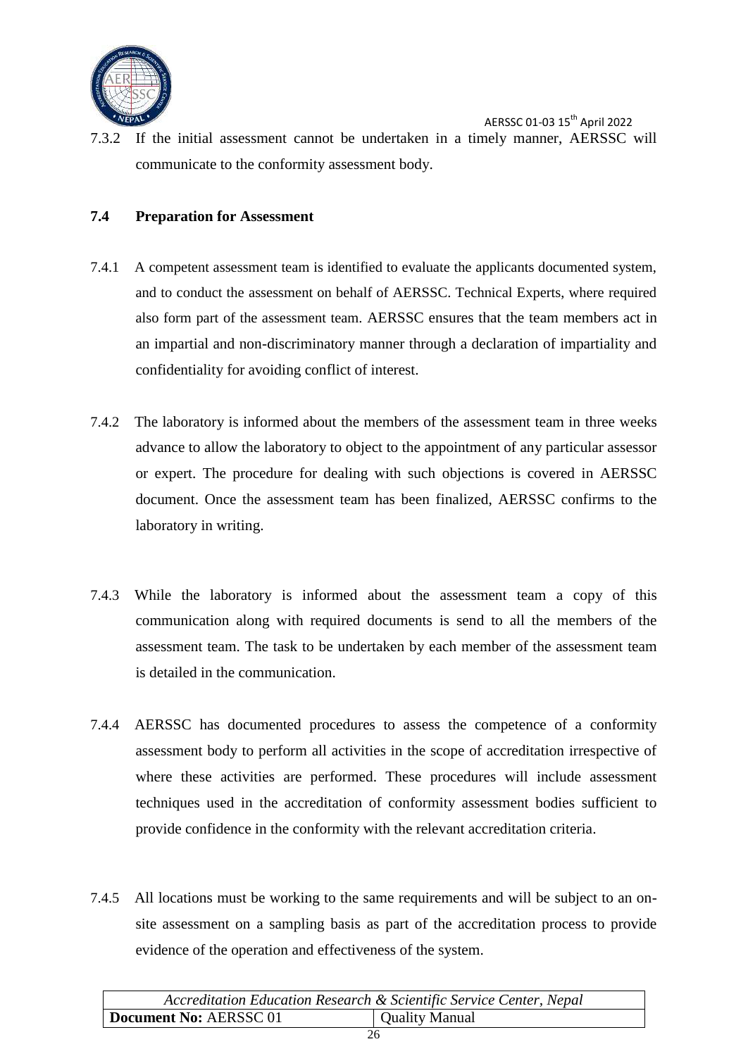7.3.2 If the initial assessment cannot be undertaken in a timely manner, AERSSC will communicate to the conformity assessment body.

### 7.4 Preparation for Assessment

7.4.1 A competent assessment team is identified to evaluate the applicants documented system, and to conduct the assessment on behalf of AERSSC. Technical Experts, where required also form part of the assessment team. AERSSC ensures that the team members act in an impartial and non-discriminatory manner through a declaration of impartiality and confidentiality for avoiding conflict of interest.

7.4.2 The laboratory is informed about the members of the assessment team in three weeks advance to allow the laboratory to object to the appointment of any particular assessor or expert. The procedure for dealing with such objections is covered in AERSSC document. Once the assessment team has been finalized, AERSSC confirms to the laboratory in writing.

7.4.3 While the laboratory is informed about the assessment team a copy of this communication along with required documents is send to all the members of the assessment team. The task to be undertaken by each member of the assessment team is detailed in the communication.

7.4.4 AERSSC has documented procedures to assess the competence of a conformity assessment body to perform all activities in the scope of accreditation irrespective of where these activities are performed. These procedures will include assessment techniques used in the accreditation of conformity assessment bodies sufficient to provide confidence in the conformity with the relevant accreditation criteria.

7.4.5 All locations must be working to the same requirements and will be subject to an on-site assessment on a sampling basis as part of the accreditation process to provide evidence of the operation and effectiveness of the system.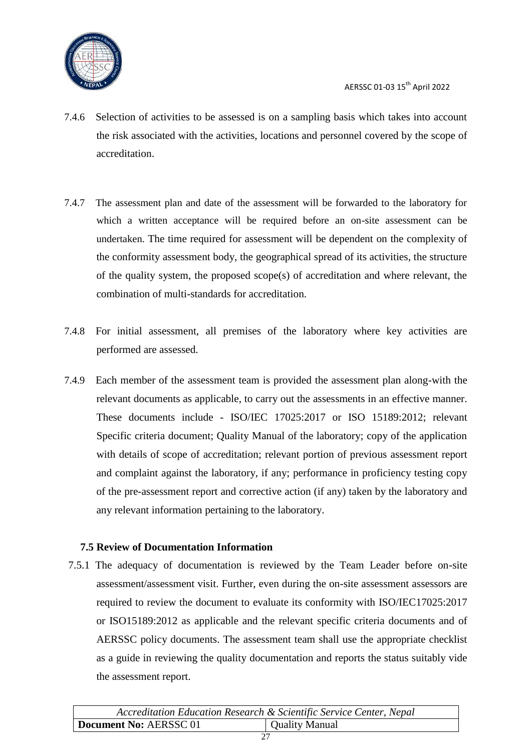7.4.6 Selection of activities to be assessed is on a sampling basis which takes into account the risk associated with the activities, locations and personnel covered by the scope of accreditation.

7.4.7 The assessment plan and date of the assessment will be forwarded to the laboratory for which a written acceptance will be required before an on-site assessment can be undertaken. The time required for assessment will be dependent on the complexity of the conformity assessment body, the geographical spread of its activities, the structure of the quality system, the proposed scope(s) of accreditation and where relevant, the combination of multi-standards for accreditation.

7.4.8 For initial assessment, all premises of the laboratory where key activities are performed are assessed.

7.4.9 Each member of the assessment team is provided the assessment plan along-with the relevant documents as applicable, to carry out the assessments in an effective manner. These documents include - ISO/IEC 17025:2017 or ISO 15189:2012; relevant Specific criteria document; Quality Manual of the laboratory; copy of the application with details of scope of accreditation; relevant portion of previous assessment report and complaint against the laboratory, if any; performance in proficiency testing copy of the pre-assessment report and corrective action (if any) taken by the laboratory and any relevant information pertaining to the laboratory.

### 7.5 Review of Documentation Information

7.5.1 The adequacy of documentation is reviewed by the Team Leader before on-site assessment/assessment visit. Further, even during the on-site assessment assessors are required to review the document to evaluate its conformity with ISO/IEC17025:2017 or ISO15189:2012 as applicable and the relevant specific criteria documents and of AERSSC policy documents. The assessment team shall use the appropriate checklist as a guide in reviewing the quality documentation and reports the status suitably vide the assessment report.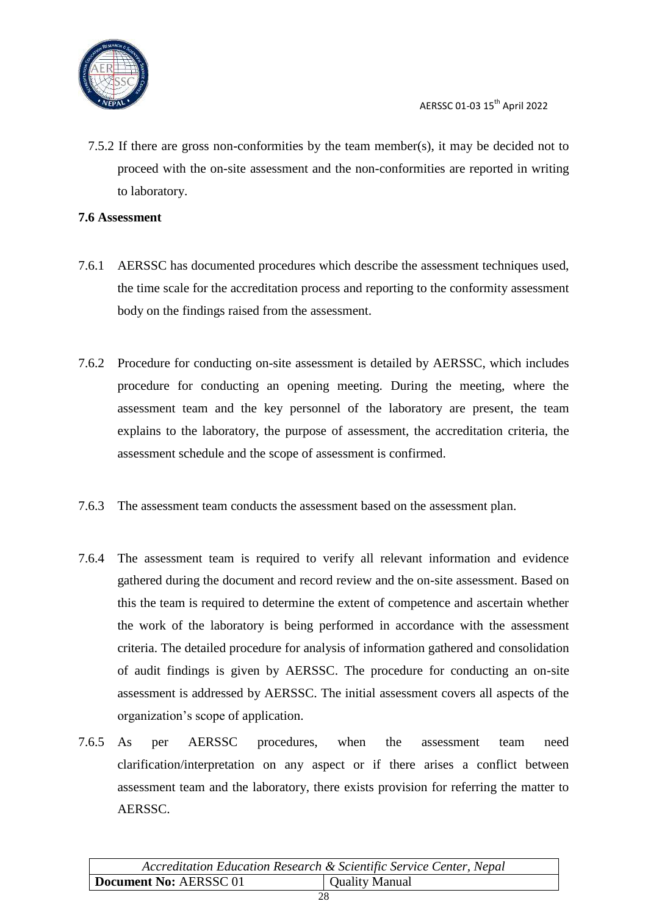7.5.2 If there are gross non-conformities by the team member(s), it may be decided not to proceed with the on-site assessment and the non-conformities are reported in writing to laboratory.

**7.6 Assessment**

7.6.1 AERSSC has documented procedures which describe the assessment techniques used, the time scale for the accreditation process and reporting to the conformity assessment body on the findings raised from the assessment.

7.6.2 Procedure for conducting on-site assessment is detailed by AERSSC, which includes procedure for conducting an opening meeting. During the meeting, where the assessment team and the key personnel of the laboratory are present, the team explains to the laboratory, the purpose of assessment, the accreditation criteria, the assessment schedule and the scope of assessment is confirmed.

7.6.3 The assessment team conducts the assessment based on the assessment plan.

7.6.4 The assessment team is required to verify all relevant information and evidence gathered during the document and record review and the on-site assessment. Based on this the team is required to determine the extent of competence and ascertain whether the work of the laboratory is being performed in accordance with the assessment criteria. The detailed procedure for analysis of information gathered and consolidation of audit findings is given by AERSSC. The procedure for conducting an on-site assessment is addressed by AERSSC. The initial assessment covers all aspects of the organization's scope of application.

7.6.5 As per AERSSC procedures, when the assessment team need clarification/interpretation on any aspect or if there arises a conflict between assessment team and the laboratory, there exists provision for referring the matter to AERSSC.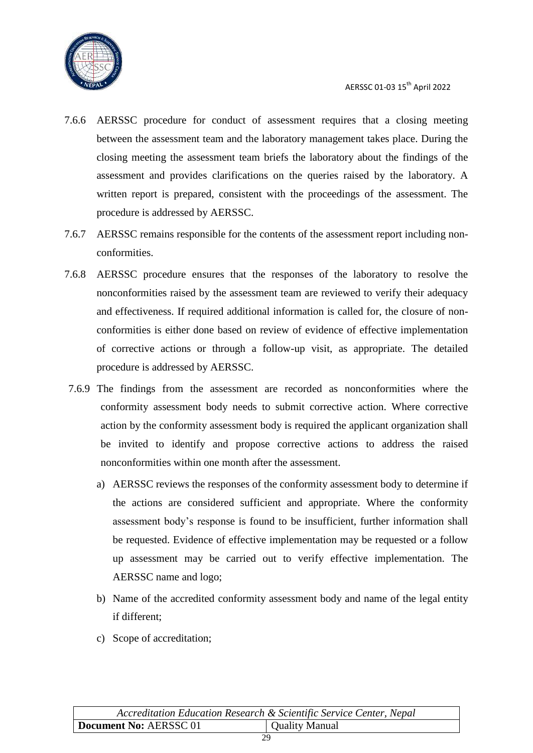7.6.6 AERSSC procedure for conduct of assessment requires that a closing meeting between the assessment team and the laboratory management takes place. During the closing meeting the assessment team briefs the laboratory about the findings of the assessment and provides clarifications on the queries raised by the laboratory. A written report is prepared, consistent with the proceedings of the assessment. The procedure is addressed by AERSSC.

7.6.7 AERSSC remains responsible for the contents of the assessment report including non-conformities.

7.6.8 AERSSC procedure ensures that the responses of the laboratory to resolve the nonconformities raised by the assessment team are reviewed to verify their adequacy and effectiveness. If required additional information is called for, the closure of non-conformities is either done based on review of evidence of effective implementation of corrective actions or through a follow-up visit, as appropriate. The detailed procedure is addressed by AERSSC.

7.6.9 The findings from the assessment are recorded as nonconformities where the conformity assessment body needs to submit corrective action. Where corrective action by the conformity assessment body is required the applicant organization shall be invited to identify and propose corrective actions to address the raised nonconformities within one month after the assessment.

a) AERSSC reviews the responses of the conformity assessment body to determine if the actions are considered sufficient and appropriate. Where the conformity assessment body's response is found to be insufficient, further information shall be requested. Evidence of effective implementation may be requested or a follow up assessment may be carried out to verify effective implementation. The AERSSC name and logo;

b) Name of the accredited conformity assessment body and name of the legal entity if different;

c) Scope of accreditation;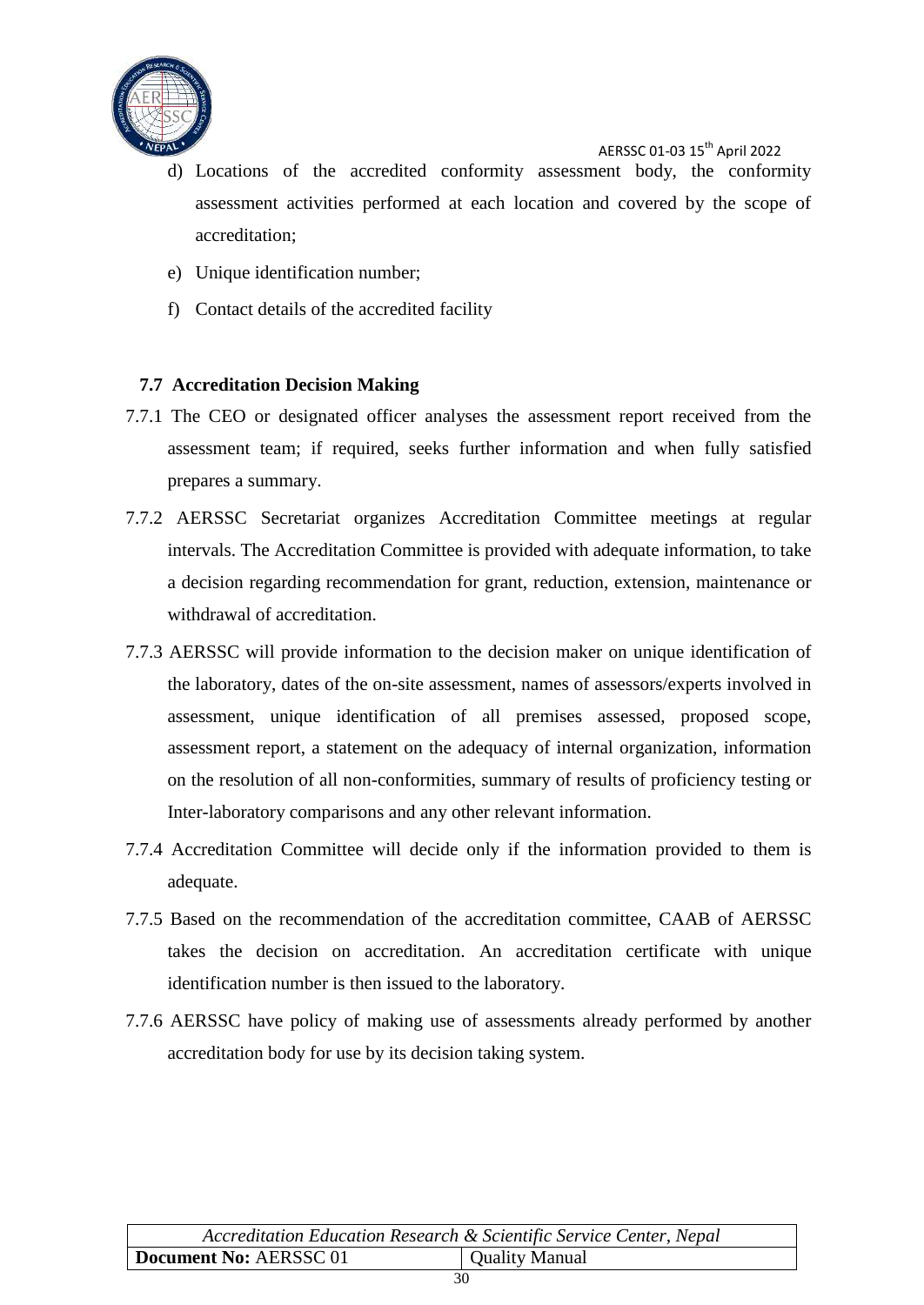d) Locations of the accredited conformity assessment body, the conformity assessment activities performed at each location and covered by the scope of accreditation;

e) Unique identification number;

f) Contact details of the accredited facility

### 7.7 Accreditation Decision Making

7.7.1 The CEO or designated officer analyses the assessment report received from the assessment team; if required, seeks further information and when fully satisfied prepares a summary.

7.7.2 AERSSC Secretariat organizes Accreditation Committee meetings at regular intervals. The Accreditation Committee is provided with adequate information, to take a decision regarding recommendation for grant, reduction, extension, maintenance or withdrawal of accreditation.

7.7.3 AERSSC will provide information to the decision maker on unique identification of the laboratory, dates of the on-site assessment, names of assessors/experts involved in assessment, unique identification of all premises assessed, proposed scope, assessment report, a statement on the adequacy of internal organization, information on the resolution of all non-conformities, summary of results of proficiency testing or Inter-laboratory comparisons and any other relevant information.

7.7.4 Accreditation Committee will decide only if the information provided to them is adequate.

7.7.5 Based on the recommendation of the accreditation committee, CAAB of AERSSC takes the decision on accreditation. An accreditation certificate with unique identification number is then issued to the laboratory.

7.7.6 AERSSC have policy of making use of assessments already performed by another accreditation body for use by its decision taking system.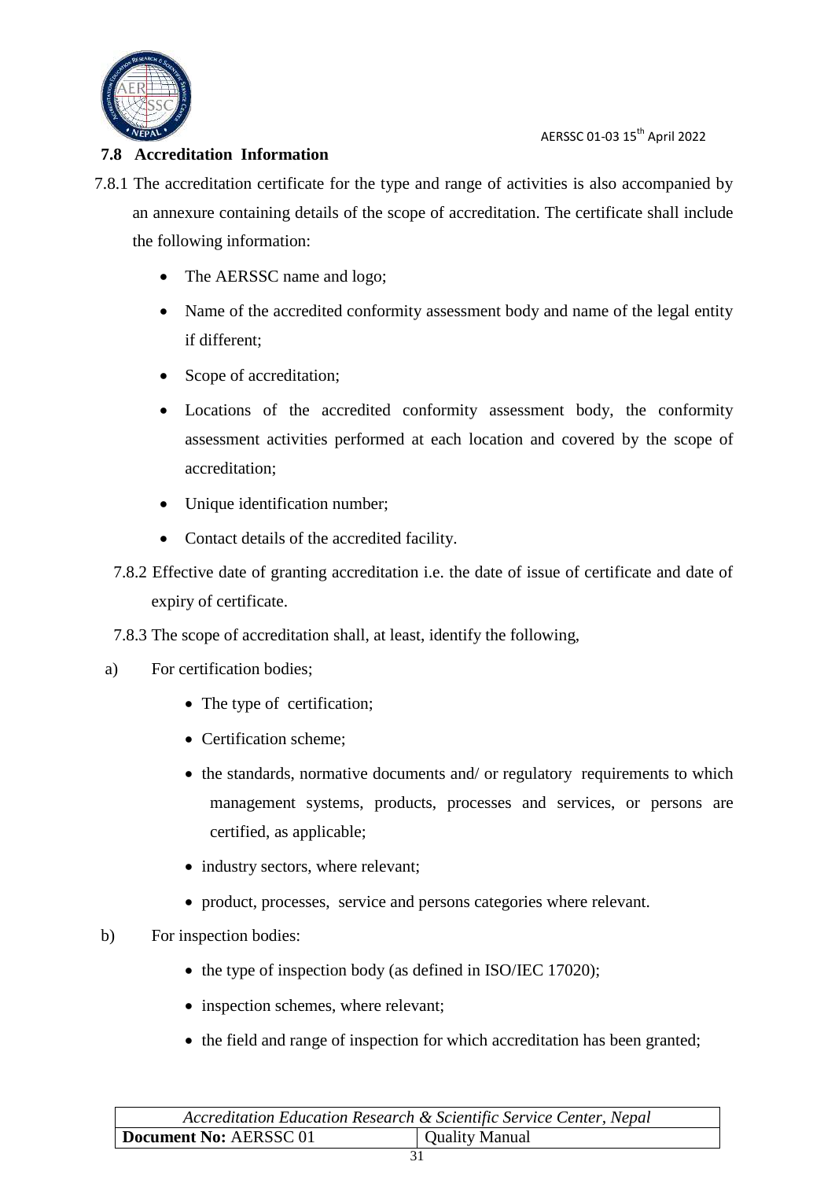## 7.8 Accreditation Information

7.8.1 The accreditation certificate for the type and range of activities is also accompanied by an annexure containing details of the scope of accreditation. The certificate shall include the following information:

- The AERSSC name and logo;
- Name of the accredited conformity assessment body and name of the legal entity if different;
- Scope of accreditation;
- Locations of the accredited conformity assessment body, the conformity assessment activities performed at each location and covered by the scope of accreditation;
- Unique identification number;
- Contact details of the accredited facility.

7.8.2 Effective date of granting accreditation i.e. the date of issue of certificate and date of expiry of certificate.

7.8.3 The scope of accreditation shall, at least, identify the following,

a) For certification bodies;

- The type of certification;
- Certification scheme;
- the standards, normative documents and/ or regulatory requirements to which management systems, products, processes and services, or persons are certified, as applicable;
- industry sectors, where relevant;
- product, processes, service and persons categories where relevant.

b) For inspection bodies:

- the type of inspection body (as defined in ISO/IEC 17020);
- inspection schemes, where relevant;
- the field and range of inspection for which accreditation has been granted;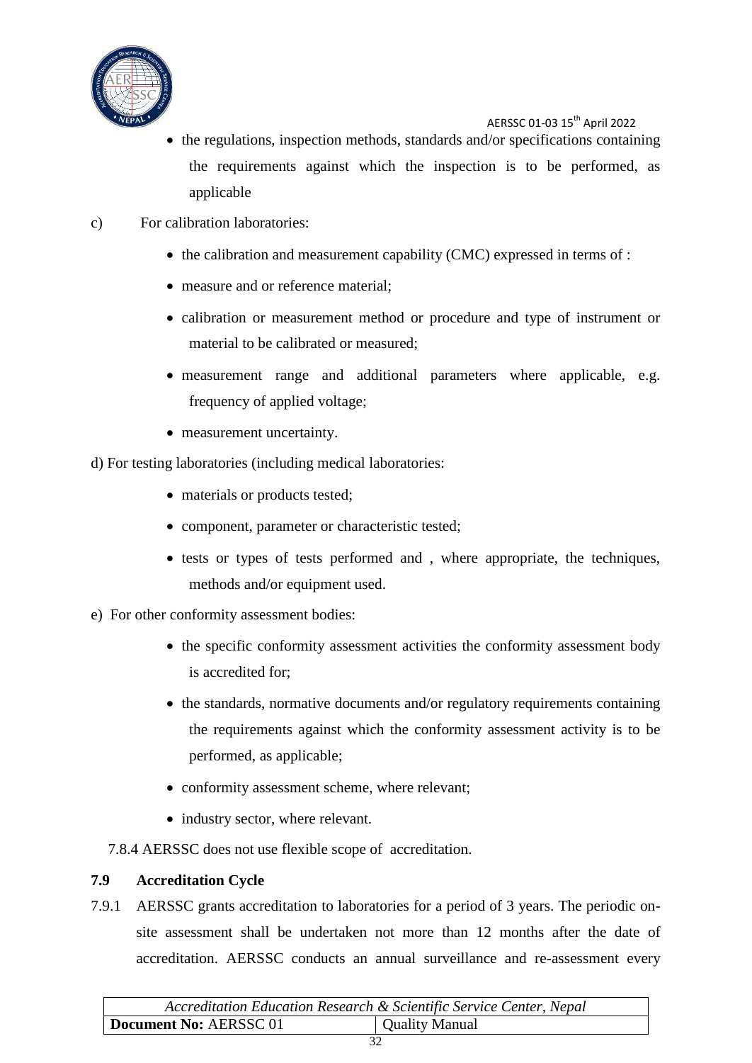- the regulations, inspection methods, standards and/or specifications containing the requirements against which the inspection is to be performed, as applicable

c) For calibration laboratories:

- the calibration and measurement capability (CMC) expressed in terms of :
- measure and or reference material;
- calibration or measurement method or procedure and type of instrument or material to be calibrated or measured;
- measurement range and additional parameters where applicable, e.g. frequency of applied voltage;
- measurement uncertainty.

d) For testing laboratories (including medical laboratories:

- materials or products tested;
- component, parameter or characteristic tested;
- tests or types of tests performed and , where appropriate, the techniques, methods and/or equipment used.

e) For other conformity assessment bodies:

- the specific conformity assessment activities the conformity assessment body is accredited for;
- the standards, normative documents and/or regulatory requirements containing the requirements against which the conformity assessment activity is to be performed, as applicable;
- conformity assessment scheme, where relevant;
- industry sector, where relevant.

7.8.4 AERSSC does not use flexible scope of accreditation.

## 7.9 Accreditation Cycle

7.9.1 AERSSC grants accreditation to laboratories for a period of 3 years. The periodic on-site assessment shall be undertaken not more than 12 months after the date of accreditation. AERSSC conducts an annual surveillance and re-assessment every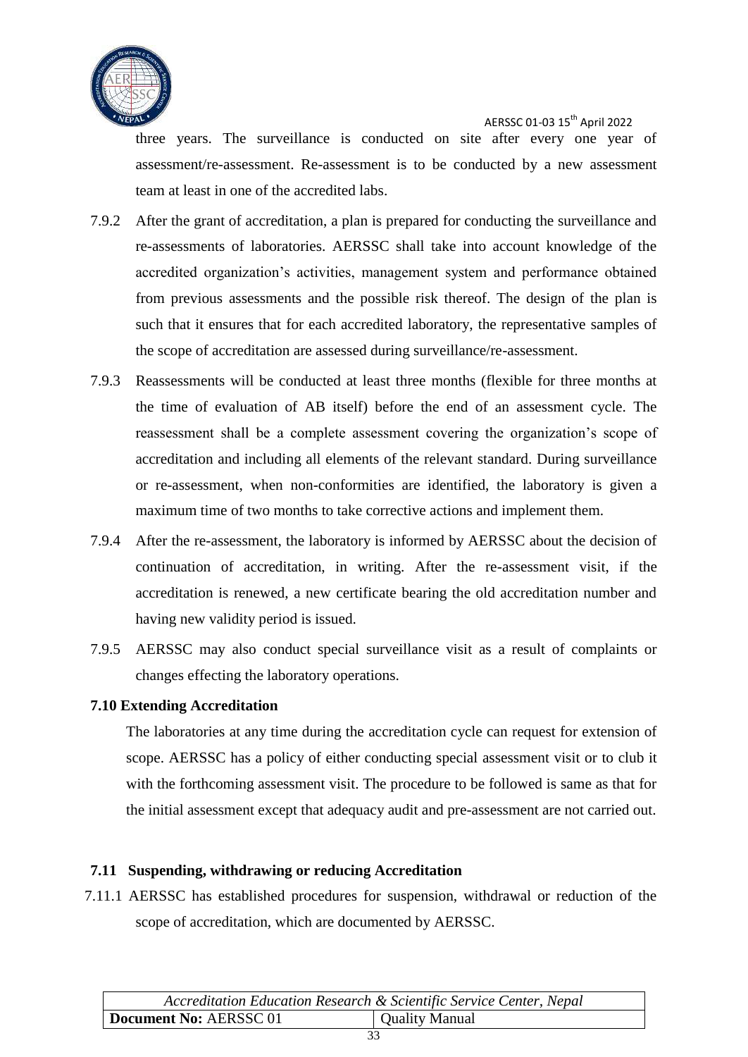three years. The surveillance is conducted on site after every one year of assessment/re-assessment. Re-assessment is to be conducted by a new assessment team at least in one of the accredited labs.

7.9.2 After the grant of accreditation, a plan is prepared for conducting the surveillance and re-assessments of laboratories. AERSSC shall take into account knowledge of the accredited organization's activities, management system and performance obtained from previous assessments and the possible risk thereof. The design of the plan is such that it ensures that for each accredited laboratory, the representative samples of the scope of accreditation are assessed during surveillance/re-assessment.

7.9.3 Reassessments will be conducted at least three months (flexible for three months at the time of evaluation of AB itself) before the end of an assessment cycle. The reassessment shall be a complete assessment covering the organization's scope of accreditation and including all elements of the relevant standard. During surveillance or re-assessment, when non-conformities are identified, the laboratory is given a maximum time of two months to take corrective actions and implement them.

7.9.4 After the re-assessment, the laboratory is informed by AERSSC about the decision of continuation of accreditation, in writing. After the re-assessment visit, if the accreditation is renewed, a new certificate bearing the old accreditation number and having new validity period is issued.

7.9.5 AERSSC may also conduct special surveillance visit as a result of complaints or changes effecting the laboratory operations.

**7.10 Extending Accreditation**

The laboratories at any time during the accreditation cycle can request for extension of scope. AERSSC has a policy of either conducting special assessment visit or to club it with the forthcoming assessment visit. The procedure to be followed is same as that for the initial assessment except that adequacy audit and pre-assessment are not carried out.

**7.11 Suspending, withdrawing or reducing Accreditation**

7.11.1 AERSSC has established procedures for suspension, withdrawal or reduction of the scope of accreditation, which are documented by AERSSC.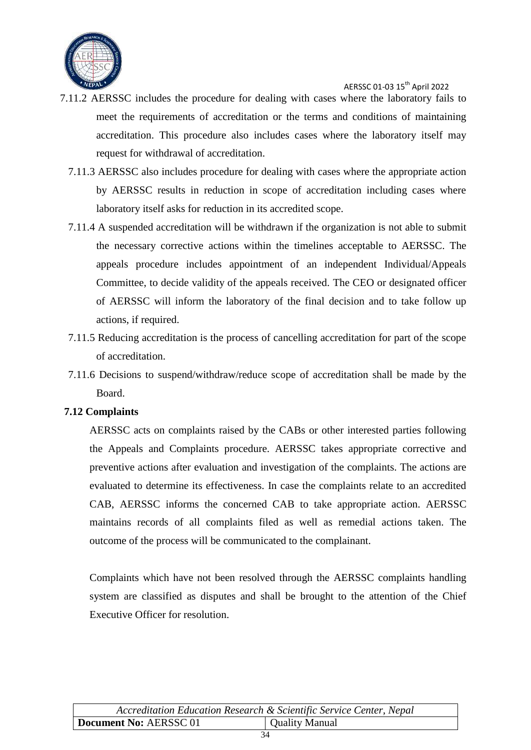7.11.2 AERSSC includes the procedure for dealing with cases where the laboratory fails to meet the requirements of accreditation or the terms and conditions of maintaining accreditation. This procedure also includes cases where the laboratory itself may request for withdrawal of accreditation.

7.11.3 AERSSC also includes procedure for dealing with cases where the appropriate action by AERSSC results in reduction in scope of accreditation including cases where laboratory itself asks for reduction in its accredited scope.

7.11.4 A suspended accreditation will be withdrawn if the organization is not able to submit the necessary corrective actions within the timelines acceptable to AERSSC. The appeals procedure includes appointment of an independent Individual/Appeals Committee, to decide validity of the appeals received. The CEO or designated officer of AERSSC will inform the laboratory of the final decision and to take follow up actions, if required.

7.11.5 Reducing accreditation is the process of cancelling accreditation for part of the scope of accreditation.

7.11.6 Decisions to suspend/withdraw/reduce scope of accreditation shall be made by the Board.

## 7.12 Complaints

AERSSC acts on complaints raised by the CABs or other interested parties following the Appeals and Complaints procedure. AERSSC takes appropriate corrective and preventive actions after evaluation and investigation of the complaints. The actions are evaluated to determine its effectiveness. In case the complaints relate to an accredited CAB, AERSSC informs the concerned CAB to take appropriate action. AERSSC maintains records of all complaints filed as well as remedial actions taken. The outcome of the process will be communicated to the complainant.

Complaints which have not been resolved through the AERSSC complaints handling system are classified as disputes and shall be brought to the attention of the Chief Executive Officer for resolution.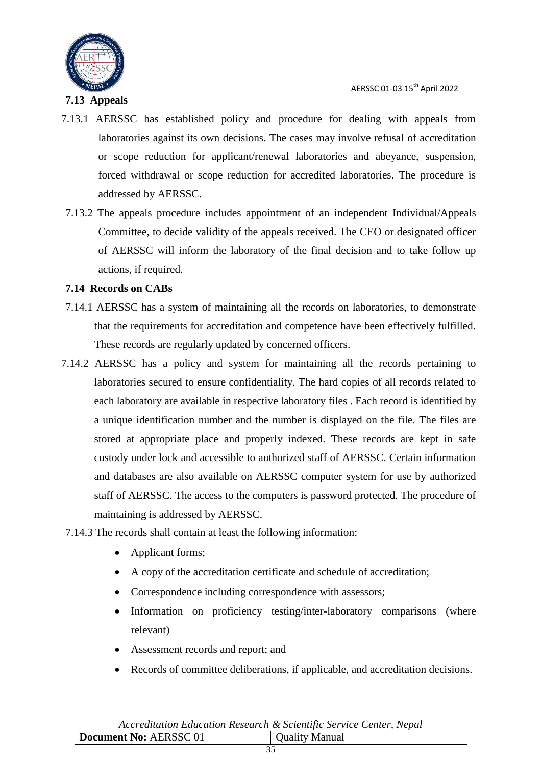### 7.13 Appeals

7.13.1 AERSSC has established policy and procedure for dealing with appeals from laboratories against its own decisions. The cases may involve refusal of accreditation or scope reduction for applicant/renewal laboratories and abeyance, suspension, forced withdrawal or scope reduction for accredited laboratories. The procedure is addressed by AERSSC.

7.13.2 The appeals procedure includes appointment of an independent Individual/Appeals Committee, to decide validity of the appeals received. The CEO or designated officer of AERSSC will inform the laboratory of the final decision and to take follow up actions, if required.

### 7.14 Records on CABs

7.14.1 AERSSC has a system of maintaining all the records on laboratories, to demonstrate that the requirements for accreditation and competence have been effectively fulfilled. These records are regularly updated by concerned officers.

7.14.2 AERSSC has a policy and system for maintaining all the records pertaining to laboratories secured to ensure confidentiality. The hard copies of all records related to each laboratory are available in respective laboratory files . Each record is identified by a unique identification number and the number is displayed on the file. The files are stored at appropriate place and properly indexed. These records are kept in safe custody under lock and accessible to authorized staff of AERSSC. Certain information and databases are also available on AERSSC computer system for use by authorized staff of AERSSC. The access to the computers is password protected. The procedure of maintaining is addressed by AERSSC.

7.14.3 The records shall contain at least the following information:

- Applicant forms;
- A copy of the accreditation certificate and schedule of accreditation;
- Correspondence including correspondence with assessors;
- Information on proficiency testing/inter-laboratory comparisons (where relevant)
- Assessment records and report; and
- Records of committee deliberations, if applicable, and accreditation decisions.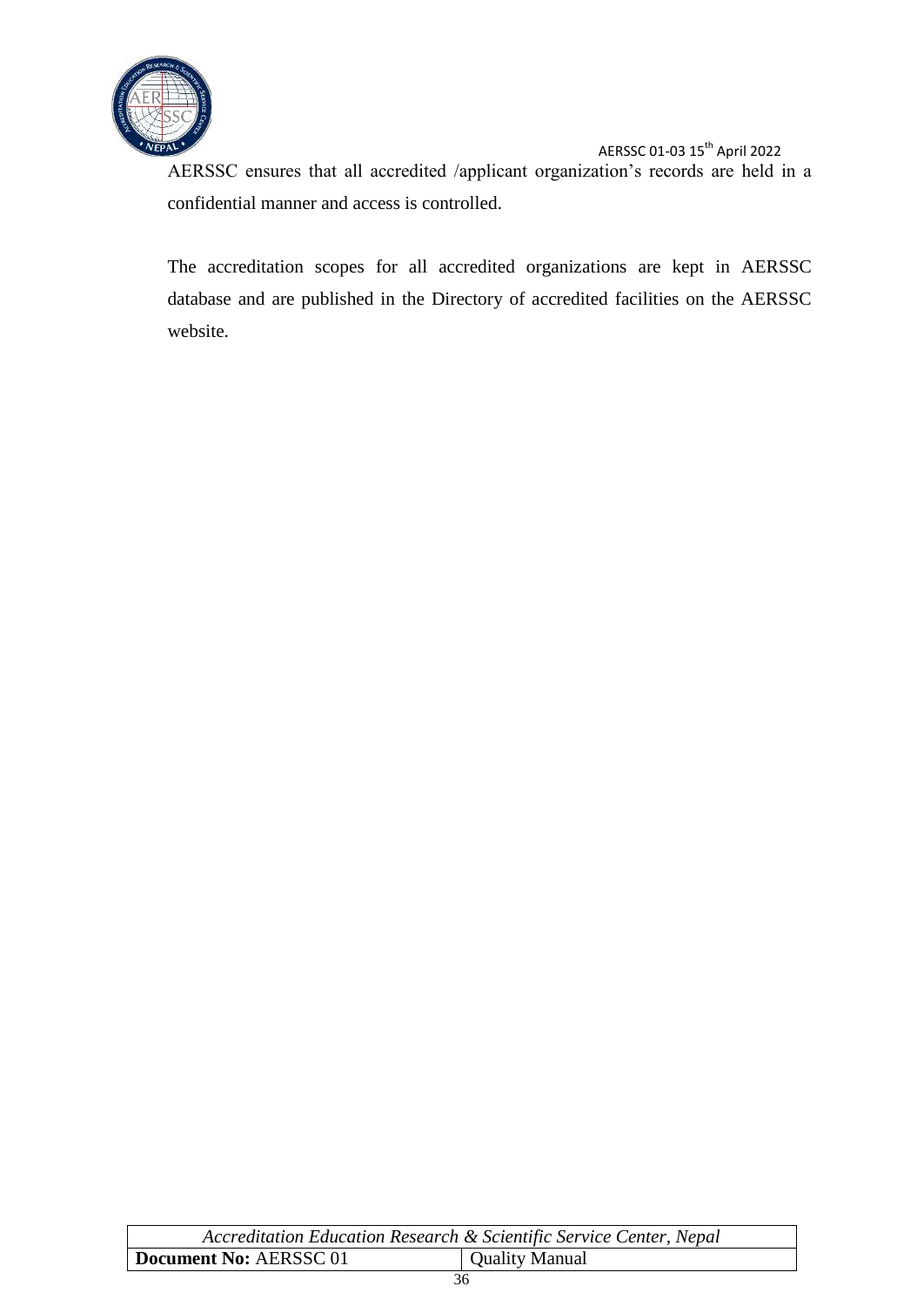AERSSC ensures that all accredited /applicant organization's records are held in a confidential manner and access is controlled.

The accreditation scopes for all accredited organizations are kept in AERSSC database and are published in the Directory of accredited facilities on the AERSSC website.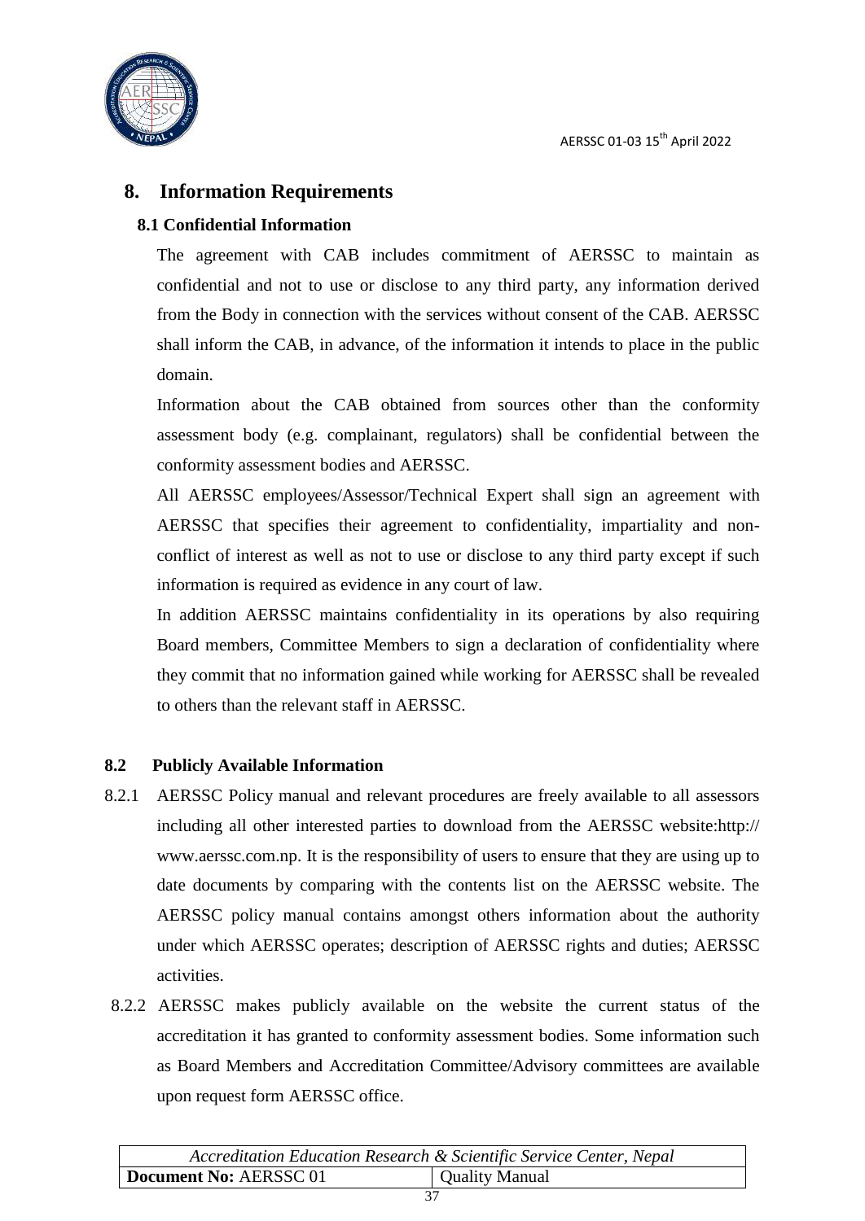## 8. Information Requirements

### 8.1 Confidential Information

The agreement with CAB includes commitment of AERSSC to maintain as confidential and not to use or disclose to any third party, any information derived from the Body in connection with the services without consent of the CAB. AERSSC shall inform the CAB, in advance, of the information it intends to place in the public domain.

Information about the CAB obtained from sources other than the conformity assessment body (e.g. complainant, regulators) shall be confidential between the conformity assessment bodies and AERSSC.

All AERSSC employees/Assessor/Technical Expert shall sign an agreement with AERSSC that specifies their agreement to confidentiality, impartiality and non-conflict of interest as well as not to use or disclose to any third party except if such information is required as evidence in any court of law.

In addition AERSSC maintains confidentiality in its operations by also requiring Board members, Committee Members to sign a declaration of confidentiality where they commit that no information gained while working for AERSSC shall be revealed to others than the relevant staff in AERSSC.

### 8.2 Publicly Available Information

8.2.1 AERSSC Policy manual and relevant procedures are freely available to all assessors including all other interested parties to download from the AERSSC website:http:// www.aerssc.com.np. It is the responsibility of users to ensure that they are using up to date documents by comparing with the contents list on the AERSSC website. The AERSSC policy manual contains amongst others information about the authority under which AERSSC operates; description of AERSSC rights and duties; AERSSC activities.

8.2.2 AERSSC makes publicly available on the website the current status of the accreditation it has granted to conformity assessment bodies. Some information such as Board Members and Accreditation Committee/Advisory committees are available upon request form AERSSC office.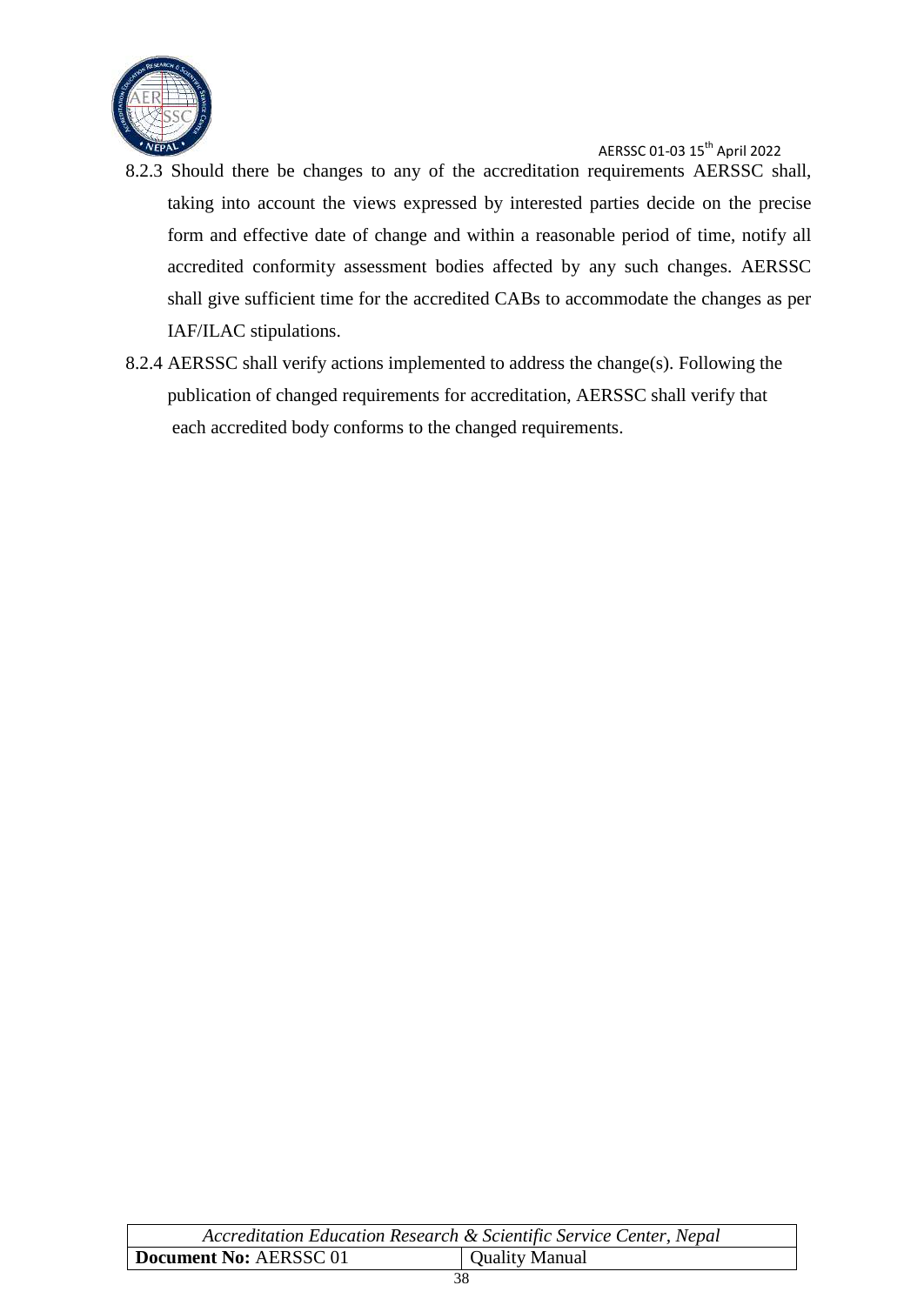8.2.3 Should there be changes to any of the accreditation requirements AERSSC shall, taking into account the views expressed by interested parties decide on the precise form and effective date of change and within a reasonable period of time, notify all accredited conformity assessment bodies affected by any such changes. AERSSC shall give sufficient time for the accredited CABs to accommodate the changes as per IAF/ILAC stipulations.

8.2.4 AERSSC shall verify actions implemented to address the change(s). Following the publication of changed requirements for accreditation, AERSSC shall verify that each accredited body conforms to the changed requirements.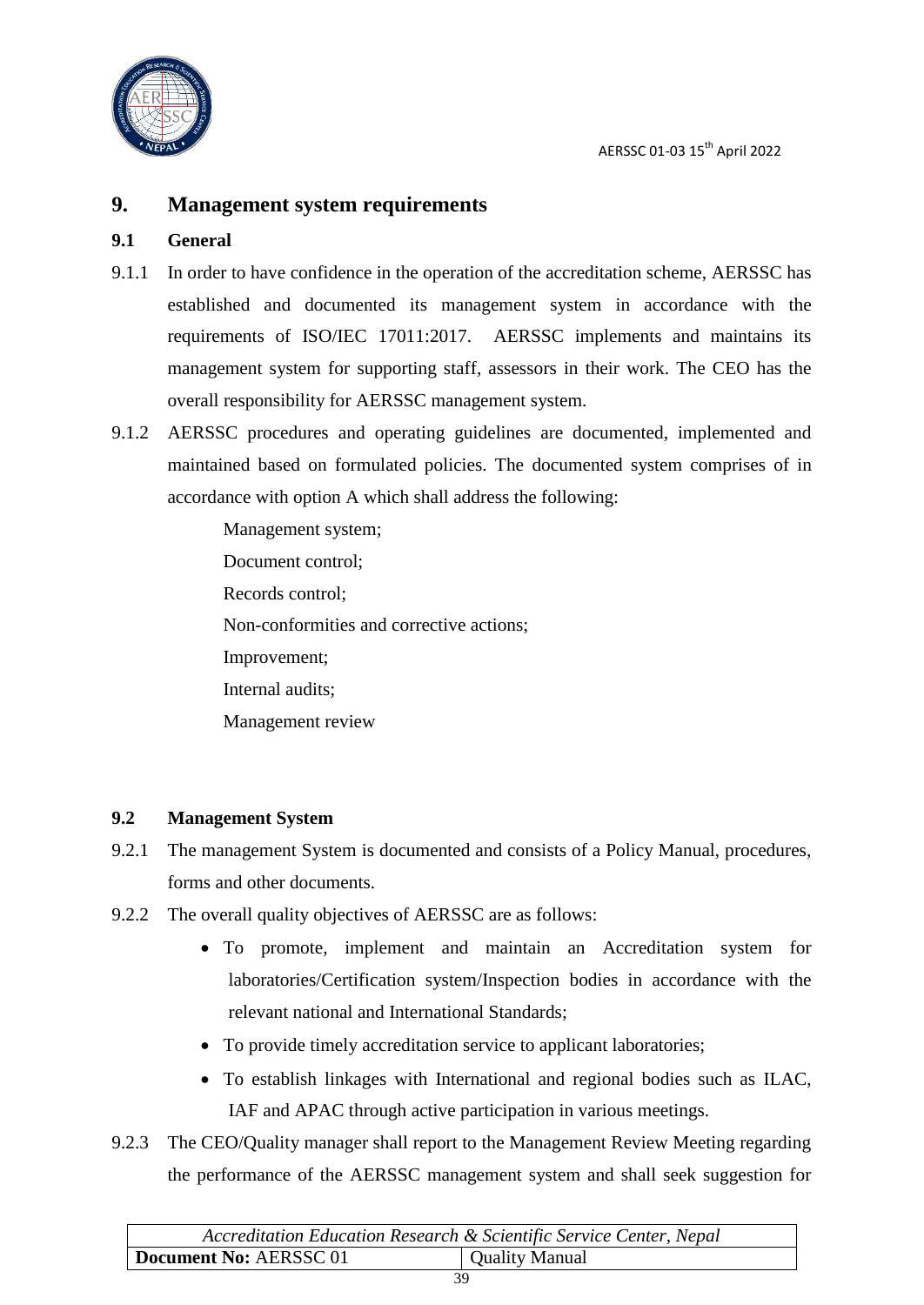## 9. Management system requirements

### 9.1 General

9.1.1 In order to have confidence in the operation of the accreditation scheme, AERSSC has established and documented its management system in accordance with the requirements of ISO/IEC 17011:2017. AERSSC implements and maintains its management system for supporting staff, assessors in their work. The CEO has the overall responsibility for AERSSC management system.

9.1.2 AERSSC procedures and operating guidelines are documented, implemented and maintained based on formulated policies. The documented system comprises of in accordance with option A which shall address the following:

Management system;

Document control;

Records control;

Non-conformities and corrective actions;

Improvement;

Internal audits;

Management review

### 9.2 Management System

9.2.1 The management System is documented and consists of a Policy Manual, procedures, forms and other documents.

9.2.2 The overall quality objectives of AERSSC are as follows:

- To promote, implement and maintain an Accreditation system for laboratories/Certification system/Inspection bodies in accordance with the relevant national and International Standards;
- To provide timely accreditation service to applicant laboratories;
- To establish linkages with International and regional bodies such as ILAC, IAF and APAC through active participation in various meetings.

9.2.3 The CEO/Quality manager shall report to the Management Review Meeting regarding the performance of the AERSSC management system and shall seek suggestion for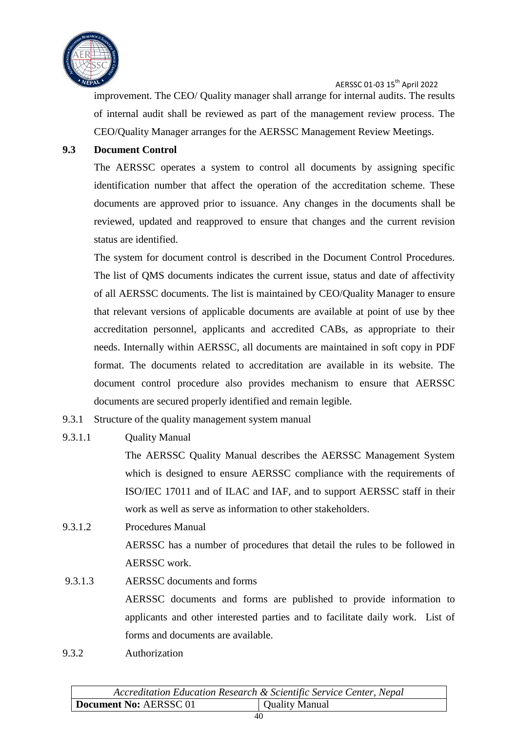improvement. The CEO/ Quality manager shall arrange for internal audits. The results of internal audit shall be reviewed as part of the management review process. The CEO/Quality Manager arranges for the AERSSC Management Review Meetings.

## 9.3 Document Control

The AERSSC operates a system to control all documents by assigning specific identification number that affect the operation of the accreditation scheme. These documents are approved prior to issuance. Any changes in the documents shall be reviewed, updated and reapproved to ensure that changes and the current revision status are identified.

The system for document control is described in the Document Control Procedures. The list of QMS documents indicates the current issue, status and date of affectivity of all AERSSC documents. The list is maintained by CEO/Quality Manager to ensure that relevant versions of applicable documents are available at point of use by thee accreditation personnel, applicants and accredited CABs, as appropriate to their needs. Internally within AERSSC, all documents are maintained in soft copy in PDF format. The documents related to accreditation are available in its website. The document control procedure also provides mechanism to ensure that AERSSC documents are secured properly identified and remain legible.

9.3.1 Structure of the quality management system manual

9.3.1.1 Quality Manual

The AERSSC Quality Manual describes the AERSSC Management System which is designed to ensure AERSSC compliance with the requirements of ISO/IEC 17011 and of ILAC and IAF, and to support AERSSC staff in their work as well as serve as information to other stakeholders.

9.3.1.2 Procedures Manual

AERSSC has a number of procedures that detail the rules to be followed in AERSSC work.

9.3.1.3 AERSSC documents and forms

AERSSC documents and forms are published to provide information to applicants and other interested parties and to facilitate daily work. List of forms and documents are available.

9.3.2 Authorization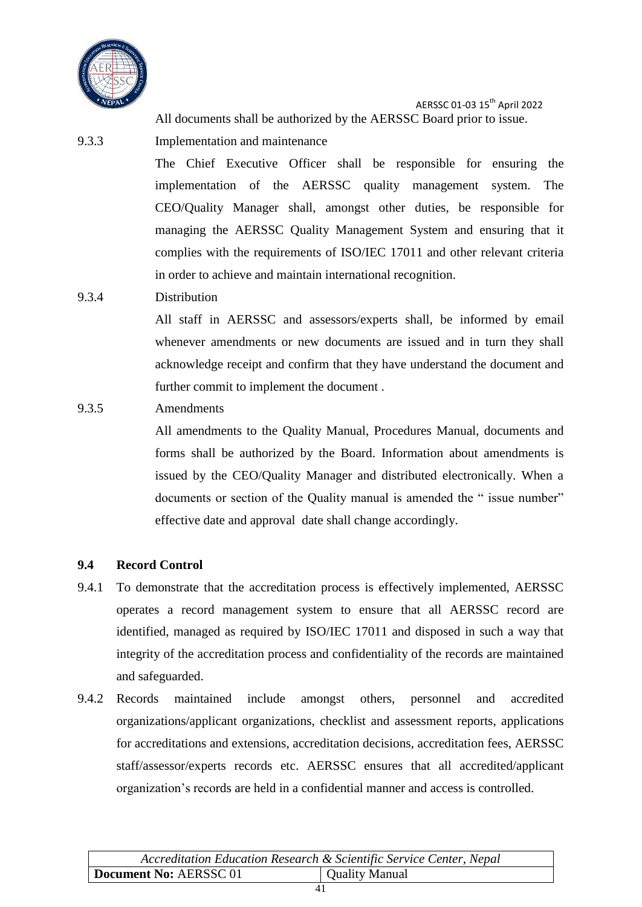All documents shall be authorized by the AERSSC Board prior to issue.

9.3.3 Implementation and maintenance

The Chief Executive Officer shall be responsible for ensuring the implementation of the AERSSC quality management system. The CEO/Quality Manager shall, amongst other duties, be responsible for managing the AERSSC Quality Management System and ensuring that it complies with the requirements of ISO/IEC 17011 and other relevant criteria in order to achieve and maintain international recognition.

9.3.4 Distribution

All staff in AERSSC and assessors/experts shall, be informed by email whenever amendments or new documents are issued and in turn they shall acknowledge receipt and confirm that they have understand the document and further commit to implement the document .

9.3.5 Amendments

All amendments to the Quality Manual, Procedures Manual, documents and forms shall be authorized by the Board. Information about amendments is issued by the CEO/Quality Manager and distributed electronically. When a documents or section of the Quality manual is amended the " issue number" effective date and approval date shall change accordingly.

### 9.4 Record Control

9.4.1 To demonstrate that the accreditation process is effectively implemented, AERSSC operates a record management system to ensure that all AERSSC record are identified, managed as required by ISO/IEC 17011 and disposed in such a way that integrity of the accreditation process and confidentiality of the records are maintained and safeguarded.

9.4.2 Records maintained include amongst others, personnel and accredited organizations/applicant organizations, checklist and assessment reports, applications for accreditations and extensions, accreditation decisions, accreditation fees, AERSSC staff/assessor/experts records etc. AERSSC ensures that all accredited/applicant organization's records are held in a confidential manner and access is controlled.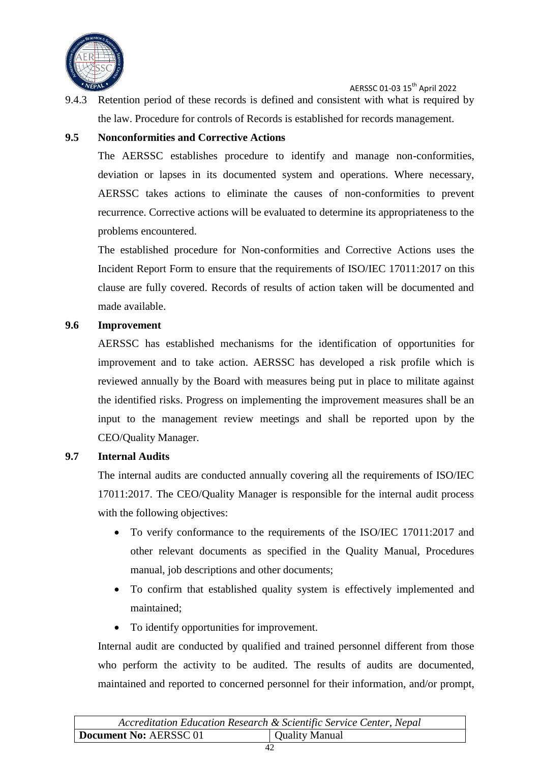9.4.3 Retention period of these records is defined and consistent with what is required by the law. Procedure for controls of Records is established for records management.

### 9.5 Nonconformities and Corrective Actions

The AERSSC establishes procedure to identify and manage non-conformities, deviation or lapses in its documented system and operations. Where necessary, AERSSC takes actions to eliminate the causes of non-conformities to prevent recurrence. Corrective actions will be evaluated to determine its appropriateness to the problems encountered.

The established procedure for Non-conformities and Corrective Actions uses the Incident Report Form to ensure that the requirements of ISO/IEC 17011:2017 on this clause are fully covered. Records of results of action taken will be documented and made available.

### 9.6 Improvement

AERSSC has established mechanisms for the identification of opportunities for improvement and to take action. AERSSC has developed a risk profile which is reviewed annually by the Board with measures being put in place to militate against the identified risks. Progress on implementing the improvement measures shall be an input to the management review meetings and shall be reported upon by the CEO/Quality Manager.

### 9.7 Internal Audits

The internal audits are conducted annually covering all the requirements of ISO/IEC 17011:2017. The CEO/Quality Manager is responsible for the internal audit process with the following objectives:

- To verify conformance to the requirements of the ISO/IEC 17011:2017 and other relevant documents as specified in the Quality Manual, Procedures manual, job descriptions and other documents;
- To confirm that established quality system is effectively implemented and maintained;
- To identify opportunities for improvement.

Internal audit are conducted by qualified and trained personnel different from those who perform the activity to be audited. The results of audits are documented, maintained and reported to concerned personnel for their information, and/or prompt,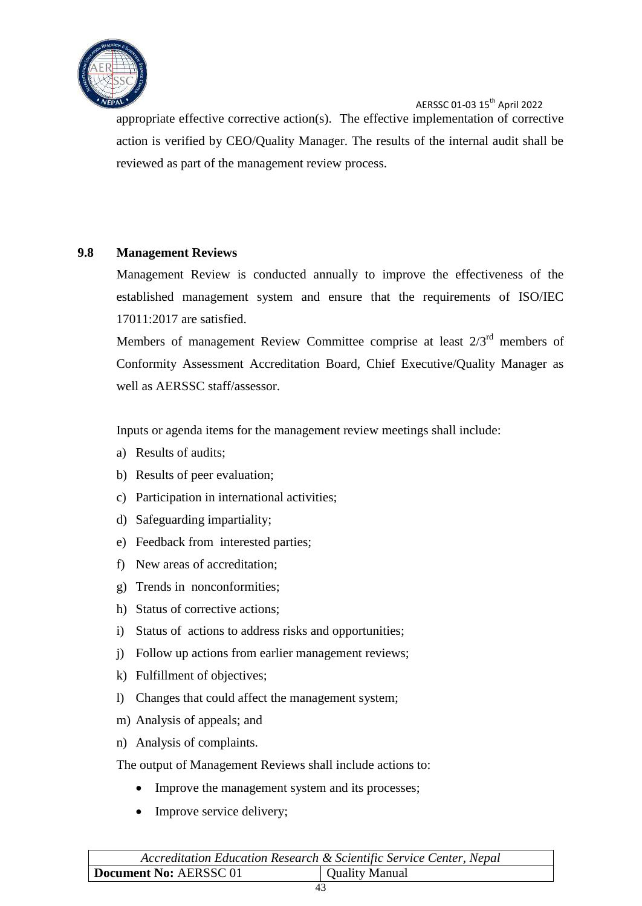appropriate effective corrective action(s). The effective implementation of corrective action is verified by CEO/Quality Manager. The results of the internal audit shall be reviewed as part of the management review process.

## 9.8 Management Reviews

Management Review is conducted annually to improve the effectiveness of the established management system and ensure that the requirements of ISO/IEC 17011:2017 are satisfied.

Members of management Review Committee comprise at least 2/3rd members of Conformity Assessment Accreditation Board, Chief Executive/Quality Manager as well as AERSSC staff/assessor.

Inputs or agenda items for the management review meetings shall include:

a) Results of audits;
b) Results of peer evaluation;
c) Participation in international activities;
d) Safeguarding impartiality;
e) Feedback from interested parties;
f) New areas of accreditation;
g) Trends in nonconformities;
h) Status of corrective actions;
i) Status of actions to address risks and opportunities;
j) Follow up actions from earlier management reviews;
k) Fulfillment of objectives;
l) Changes that could affect the management system;
m) Analysis of appeals; and
n) Analysis of complaints.

The output of Management Reviews shall include actions to:

- Improve the management system and its processes;
- Improve service delivery;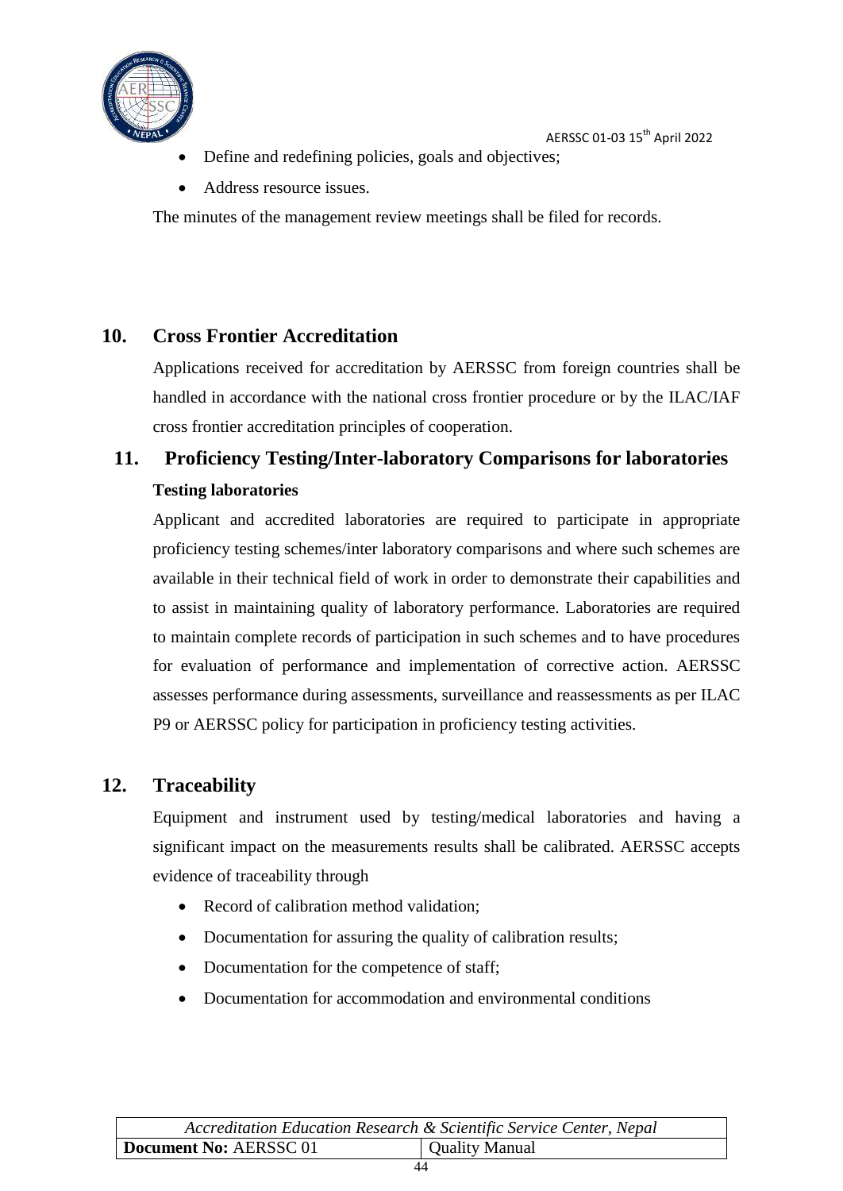- Define and redefining policies, goals and objectives;
- Address resource issues.

The minutes of the management review meetings shall be filed for records.

## 10. Cross Frontier Accreditation

Applications received for accreditation by AERSSC from foreign countries shall be handled in accordance with the national cross frontier procedure or by the ILAC/IAF cross frontier accreditation principles of cooperation.

## 11. Proficiency Testing/Inter-laboratory Comparisons for laboratories

**Testing laboratories**

Applicant and accredited laboratories are required to participate in appropriate proficiency testing schemes/inter laboratory comparisons and where such schemes are available in their technical field of work in order to demonstrate their capabilities and to assist in maintaining quality of laboratory performance. Laboratories are required to maintain complete records of participation in such schemes and to have procedures for evaluation of performance and implementation of corrective action. AERSSC assesses performance during assessments, surveillance and reassessments as per ILAC P9 or AERSSC policy for participation in proficiency testing activities.

## 12. Traceability

Equipment and instrument used by testing/medical laboratories and having a significant impact on the measurements results shall be calibrated. AERSSC accepts evidence of traceability through

- Record of calibration method validation;
- Documentation for assuring the quality of calibration results;
- Documentation for the competence of staff;
- Documentation for accommodation and environmental conditions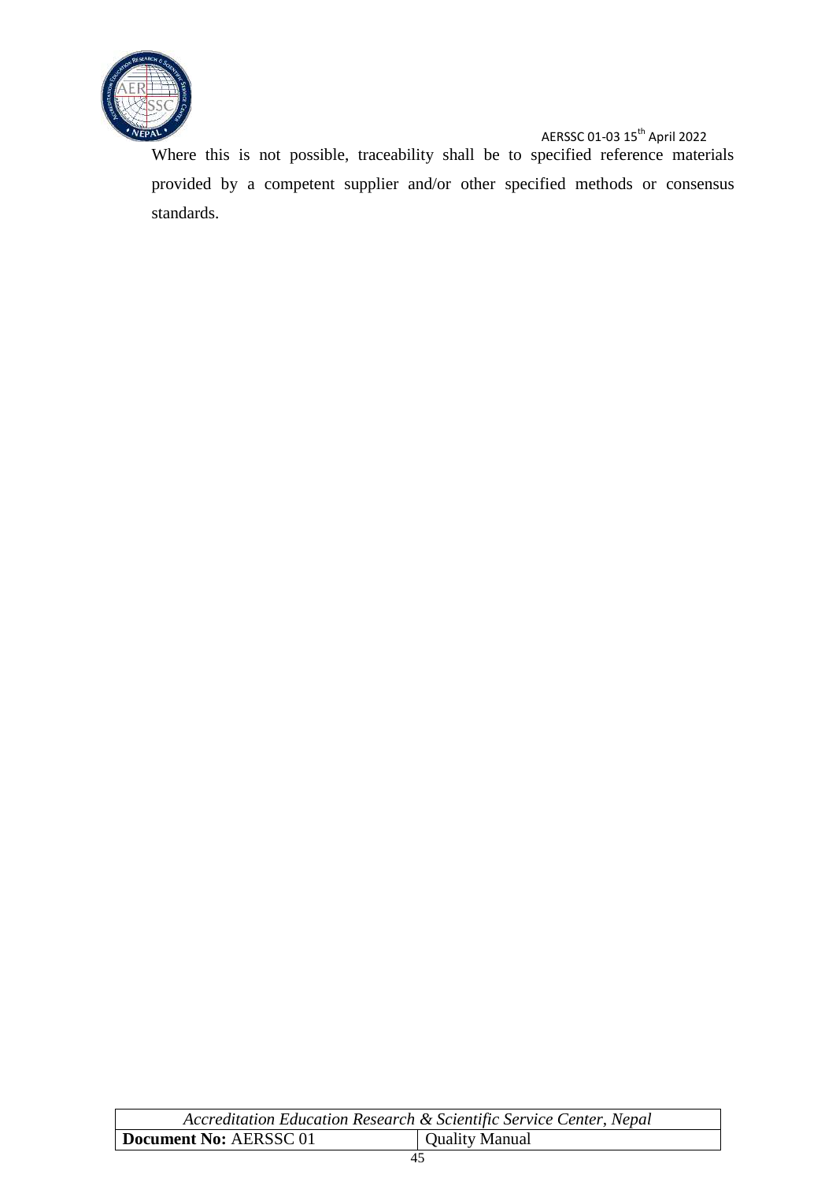Where this is not possible, traceability shall be to specified reference materials provided by a competent supplier and/or other specified methods or consensus standards.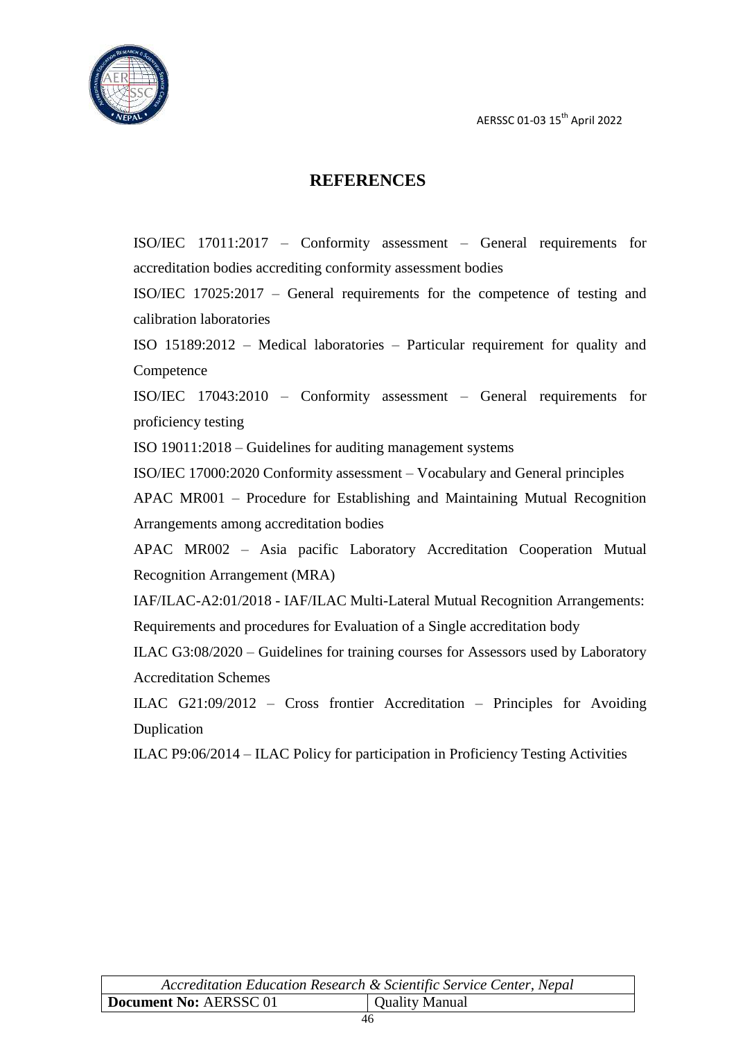# REFERENCES

ISO/IEC 17011:2017 – Conformity assessment – General requirements for accreditation bodies accrediting conformity assessment bodies

ISO/IEC 17025:2017 – General requirements for the competence of testing and calibration laboratories

ISO 15189:2012 – Medical laboratories – Particular requirement for quality and Competence

ISO/IEC 17043:2010 – Conformity assessment – General requirements for proficiency testing

ISO 19011:2018 – Guidelines for auditing management systems

ISO/IEC 17000:2020 Conformity assessment – Vocabulary and General principles

APAC MR001 – Procedure for Establishing and Maintaining Mutual Recognition Arrangements among accreditation bodies

APAC MR002 – Asia pacific Laboratory Accreditation Cooperation Mutual Recognition Arrangement (MRA)

IAF/ILAC-A2:01/2018 - IAF/ILAC Multi-Lateral Mutual Recognition Arrangements: Requirements and procedures for Evaluation of a Single accreditation body

ILAC G3:08/2020 – Guidelines for training courses for Assessors used by Laboratory Accreditation Schemes

ILAC G21:09/2012 – Cross frontier Accreditation – Principles for Avoiding Duplication

ILAC P9:06/2014 – ILAC Policy for participation in Proficiency Testing Activities